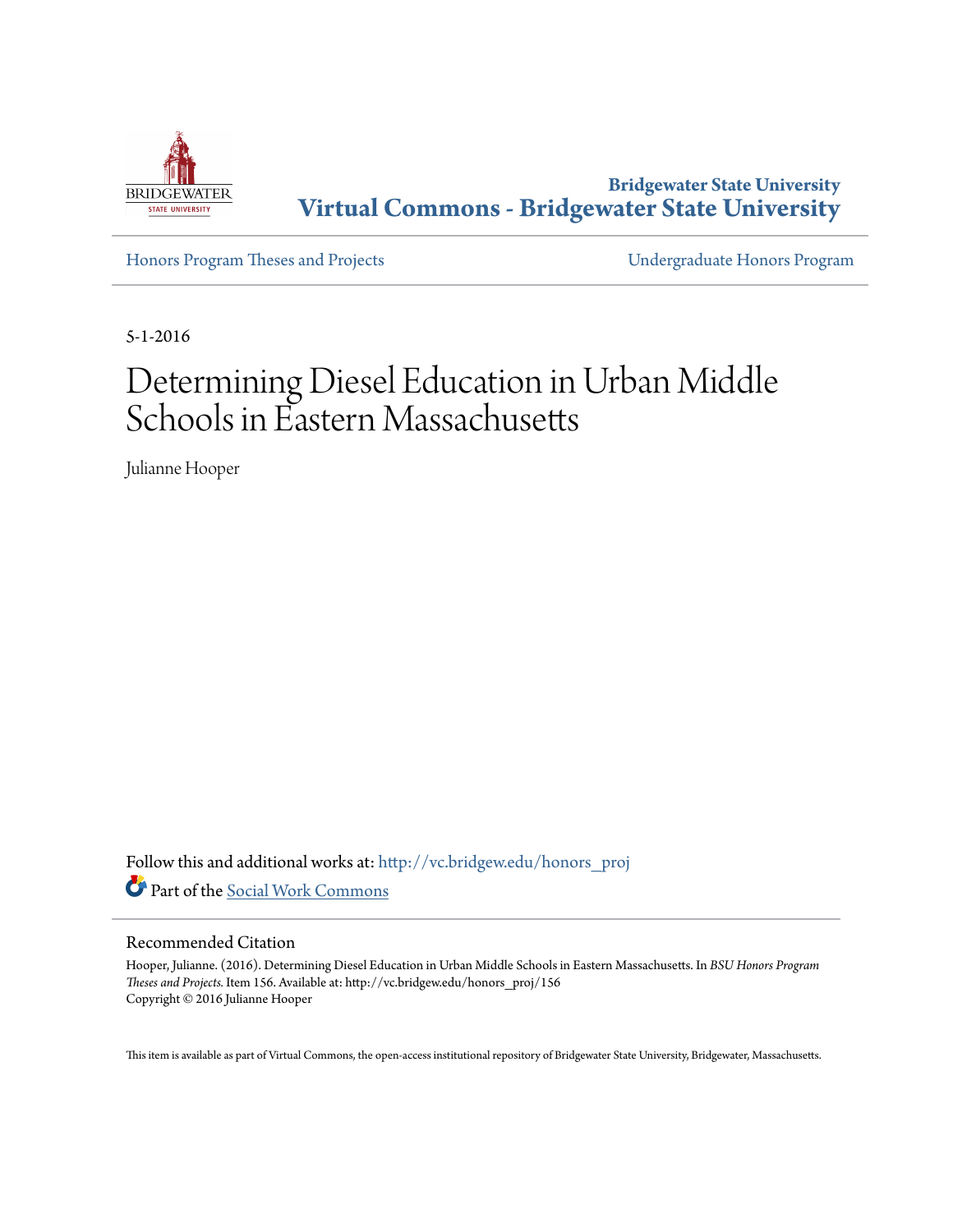Bridgewater State University
**Virtual Commons - Bridgewater State University**

Honors Program Theses and Projects

Undergraduate Honors Program

5-1-2016

# Determining Diesel Education in Urban Middle Schools in Eastern Massachusetts

Julianne Hooper

Follow this and additional works at: http://vc.bridgew.edu/honors_proj

Part of the Social Work Commons

## Recommended Citation

Hooper, Julianne. (2016). Determining Diesel Education in Urban Middle Schools in Eastern Massachusetts. In *BSU Honors Program Theses and Projects.* Item 156. Available at: http://vc.bridgew.edu/honors_proj/156
Copyright © 2016 Julianne Hooper

This item is available as part of Virtual Commons, the open-access institutional repository of Bridgewater State University, Bridgewater, Massachusetts.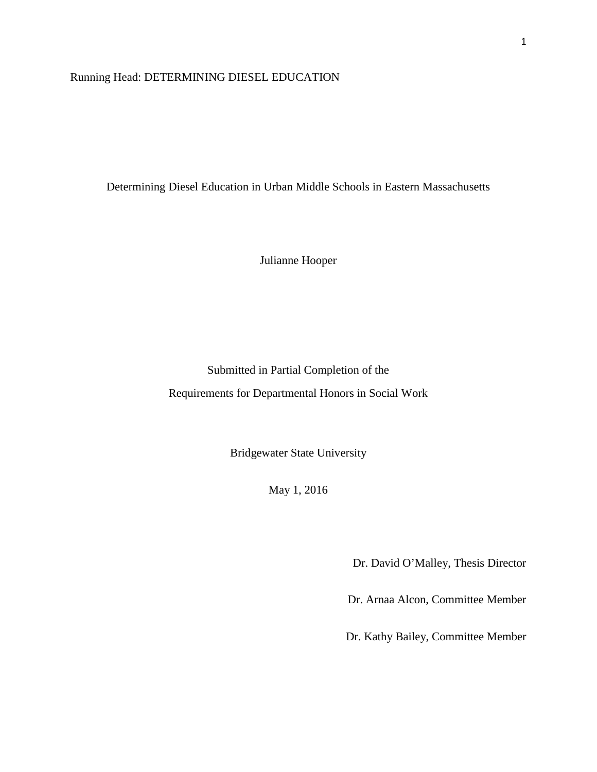Running Head: DETERMINING DIESEL EDUCATION

# Determining Diesel Education in Urban Middle Schools in Eastern Massachusetts

Julianne Hooper

Submitted in Partial Completion of the

Requirements for Departmental Honors in Social Work

Bridgewater State University

May 1, 2016

Dr. David O'Malley, Thesis Director

Dr. Arnaa Alcon, Committee Member

Dr. Kathy Bailey, Committee Member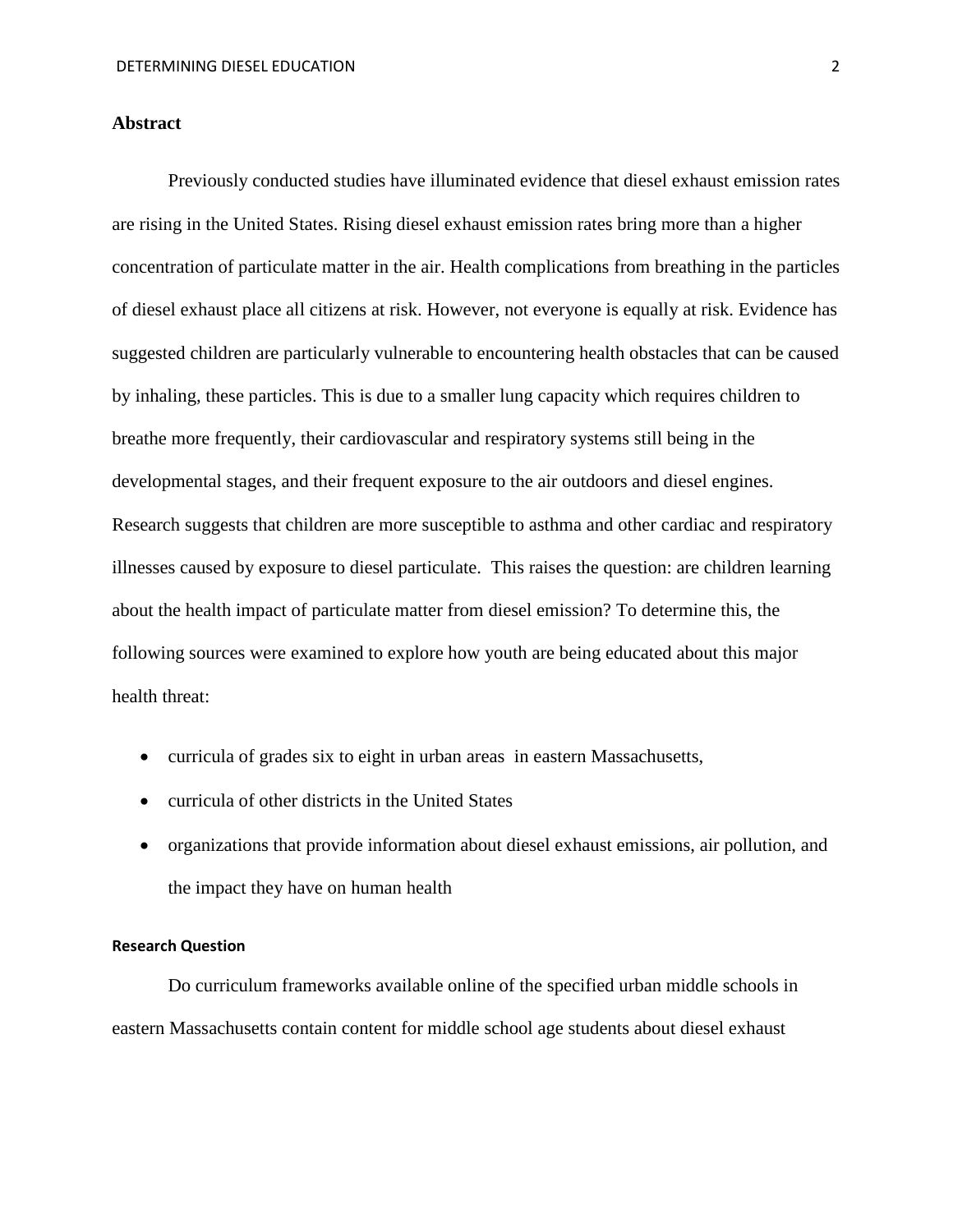## Abstract

Previously conducted studies have illuminated evidence that diesel exhaust emission rates are rising in the United States. Rising diesel exhaust emission rates bring more than a higher concentration of particulate matter in the air. Health complications from breathing in the particles of diesel exhaust place all citizens at risk. However, not everyone is equally at risk. Evidence has suggested children are particularly vulnerable to encountering health obstacles that can be caused by inhaling, these particles. This is due to a smaller lung capacity which requires children to breathe more frequently, their cardiovascular and respiratory systems still being in the developmental stages, and their frequent exposure to the air outdoors and diesel engines. Research suggests that children are more susceptible to asthma and other cardiac and respiratory illnesses caused by exposure to diesel particulate. This raises the question: are children learning about the health impact of particulate matter from diesel emission? To determine this, the following sources were examined to explore how youth are being educated about this major health threat:

- curricula of grades six to eight in urban areas in eastern Massachusetts,
- curricula of other districts in the United States
- organizations that provide information about diesel exhaust emissions, air pollution, and the impact they have on human health

### Research Question

Do curriculum frameworks available online of the specified urban middle schools in eastern Massachusetts contain content for middle school age students about diesel exhaust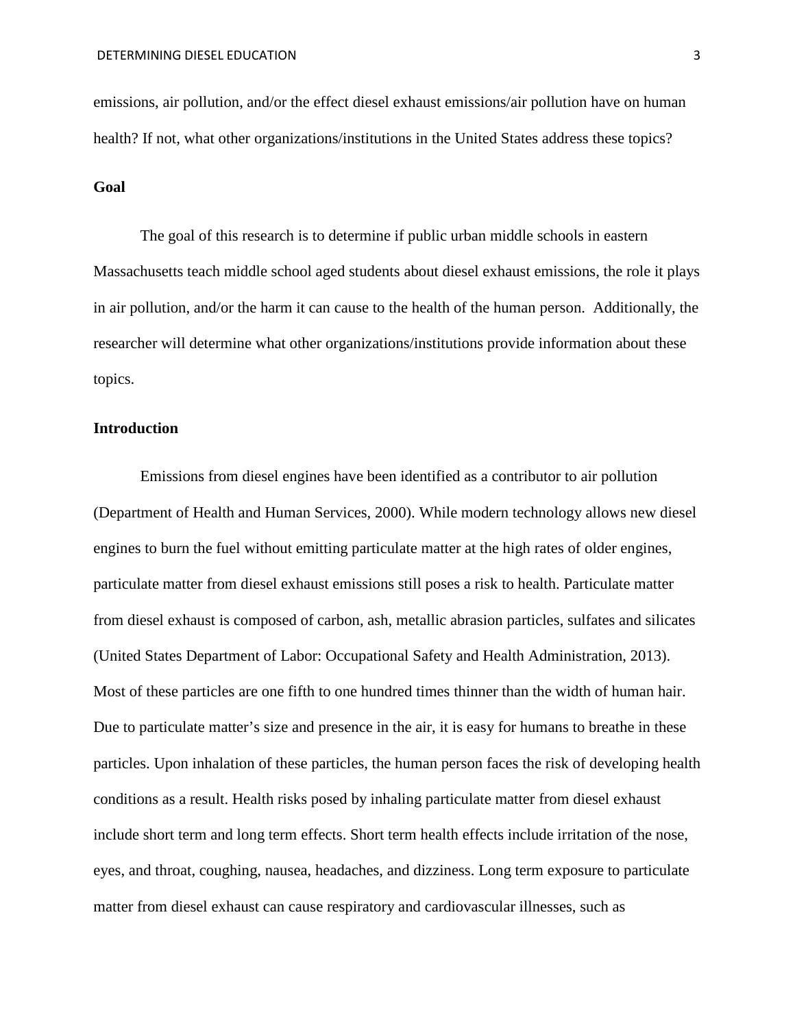emissions, air pollution, and/or the effect diesel exhaust emissions/air pollution have on human health? If not, what other organizations/institutions in the United States address these topics?

**Goal**

The goal of this research is to determine if public urban middle schools in eastern Massachusetts teach middle school aged students about diesel exhaust emissions, the role it plays in air pollution, and/or the harm it can cause to the health of the human person. Additionally, the researcher will determine what other organizations/institutions provide information about these topics.

**Introduction**

Emissions from diesel engines have been identified as a contributor to air pollution (Department of Health and Human Services, 2000). While modern technology allows new diesel engines to burn the fuel without emitting particulate matter at the high rates of older engines, particulate matter from diesel exhaust emissions still poses a risk to health. Particulate matter from diesel exhaust is composed of carbon, ash, metallic abrasion particles, sulfates and silicates (United States Department of Labor: Occupational Safety and Health Administration, 2013). Most of these particles are one fifth to one hundred times thinner than the width of human hair. Due to particulate matter's size and presence in the air, it is easy for humans to breathe in these particles. Upon inhalation of these particles, the human person faces the risk of developing health conditions as a result. Health risks posed by inhaling particulate matter from diesel exhaust include short term and long term effects. Short term health effects include irritation of the nose, eyes, and throat, coughing, nausea, headaches, and dizziness. Long term exposure to particulate matter from diesel exhaust can cause respiratory and cardiovascular illnesses, such as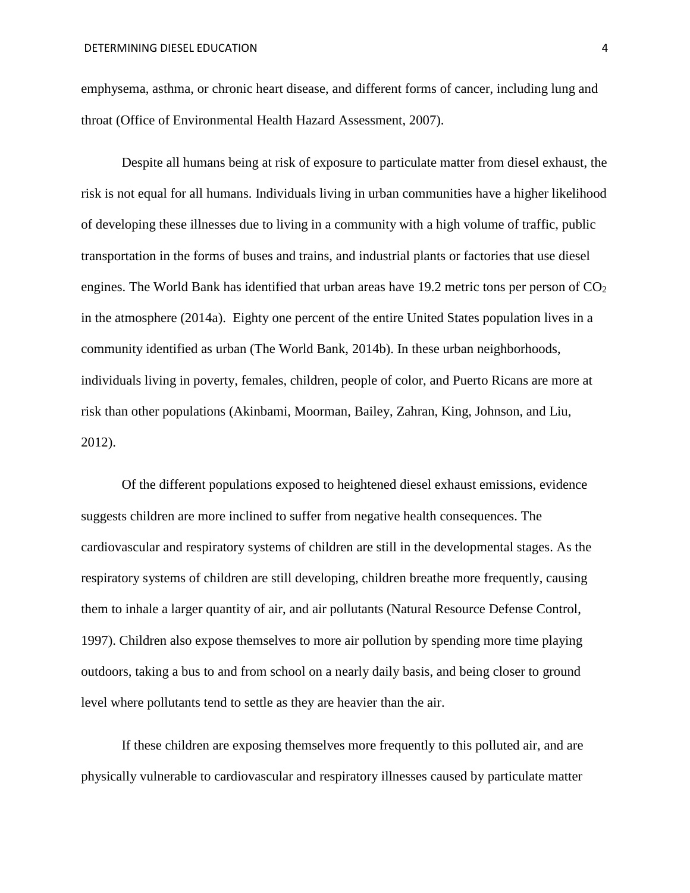emphysema, asthma, or chronic heart disease, and different forms of cancer, including lung and throat (Office of Environmental Health Hazard Assessment, 2007).

Despite all humans being at risk of exposure to particulate matter from diesel exhaust, the risk is not equal for all humans. Individuals living in urban communities have a higher likelihood of developing these illnesses due to living in a community with a high volume of traffic, public transportation in the forms of buses and trains, and industrial plants or factories that use diesel engines. The World Bank has identified that urban areas have 19.2 metric tons per person of $CO_2$ in the atmosphere (2014a). Eighty one percent of the entire United States population lives in a community identified as urban (The World Bank, 2014b). In these urban neighborhoods, individuals living in poverty, females, children, people of color, and Puerto Ricans are more at risk than other populations (Akinbami, Moorman, Bailey, Zahran, King, Johnson, and Liu, 2012).

Of the different populations exposed to heightened diesel exhaust emissions, evidence suggests children are more inclined to suffer from negative health consequences. The cardiovascular and respiratory systems of children are still in the developmental stages. As the respiratory systems of children are still developing, children breathe more frequently, causing them to inhale a larger quantity of air, and air pollutants (Natural Resource Defense Control, 1997). Children also expose themselves to more air pollution by spending more time playing outdoors, taking a bus to and from school on a nearly daily basis, and being closer to ground level where pollutants tend to settle as they are heavier than the air.

If these children are exposing themselves more frequently to this polluted air, and are physically vulnerable to cardiovascular and respiratory illnesses caused by particulate matter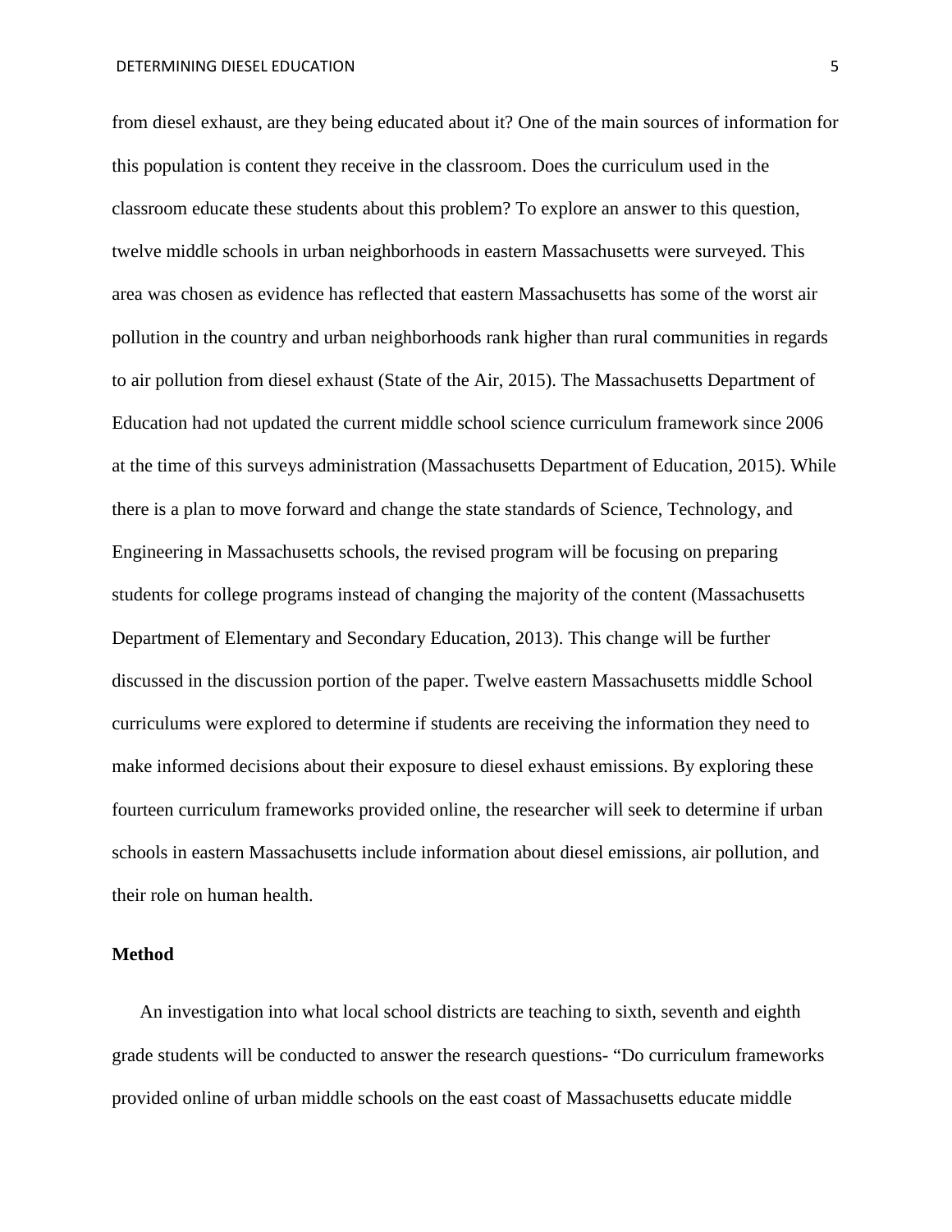from diesel exhaust, are they being educated about it? One of the main sources of information for this population is content they receive in the classroom. Does the curriculum used in the classroom educate these students about this problem? To explore an answer to this question, twelve middle schools in urban neighborhoods in eastern Massachusetts were surveyed. This area was chosen as evidence has reflected that eastern Massachusetts has some of the worst air pollution in the country and urban neighborhoods rank higher than rural communities in regards to air pollution from diesel exhaust (State of the Air, 2015). The Massachusetts Department of Education had not updated the current middle school science curriculum framework since 2006 at the time of this surveys administration (Massachusetts Department of Education, 2015). While there is a plan to move forward and change the state standards of Science, Technology, and Engineering in Massachusetts schools, the revised program will be focusing on preparing students for college programs instead of changing the majority of the content (Massachusetts Department of Elementary and Secondary Education, 2013). This change will be further discussed in the discussion portion of the paper. Twelve eastern Massachusetts middle School curriculums were explored to determine if students are receiving the information they need to make informed decisions about their exposure to diesel exhaust emissions. By exploring these fourteen curriculum frameworks provided online, the researcher will seek to determine if urban schools in eastern Massachusetts include information about diesel emissions, air pollution, and their role on human health.

**Method**

An investigation into what local school districts are teaching to sixth, seventh and eighth grade students will be conducted to answer the research questions- "Do curriculum frameworks provided online of urban middle schools on the east coast of Massachusetts educate middle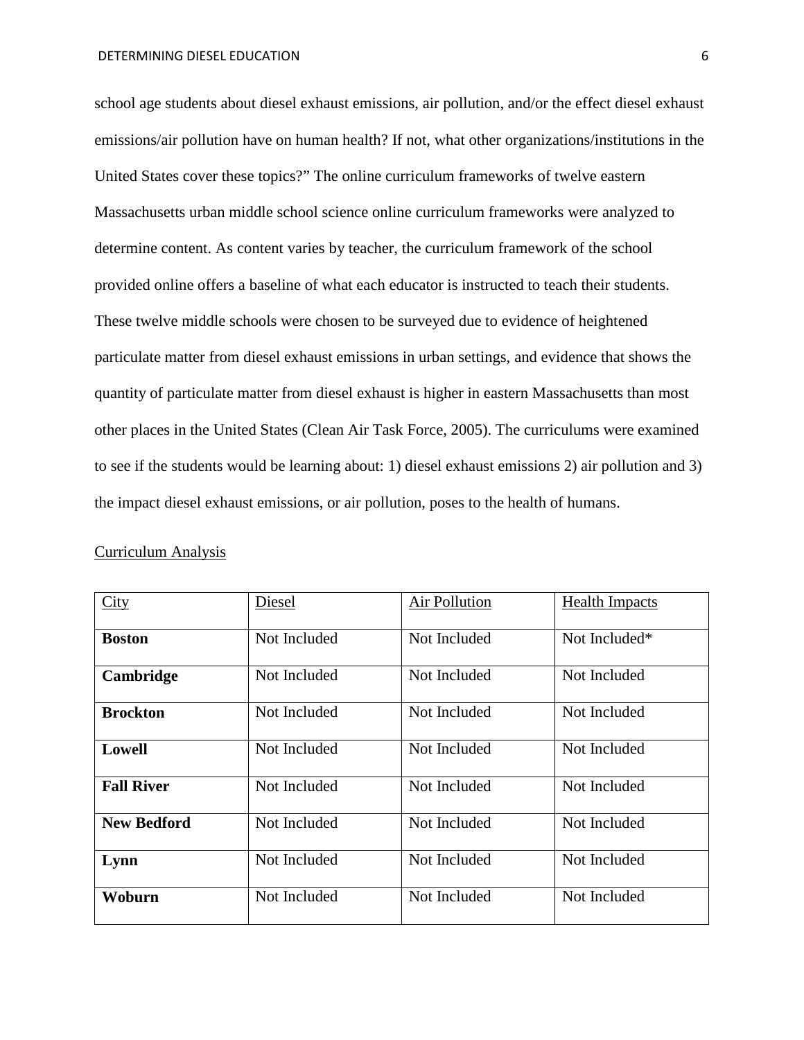school age students about diesel exhaust emissions, air pollution, and/or the effect diesel exhaust emissions/air pollution have on human health? If not, what other organizations/institutions in the United States cover these topics?" The online curriculum frameworks of twelve eastern Massachusetts urban middle school science online curriculum frameworks were analyzed to determine content. As content varies by teacher, the curriculum framework of the school provided online offers a baseline of what each educator is instructed to teach their students. These twelve middle schools were chosen to be surveyed due to evidence of heightened particulate matter from diesel exhaust emissions in urban settings, and evidence that shows the quantity of particulate matter from diesel exhaust is higher in eastern Massachusetts than most other places in the United States (Clean Air Task Force, 2005). The curriculums were examined to see if the students would be learning about: 1) diesel exhaust emissions 2) air pollution and 3) the impact diesel exhaust emissions, or air pollution, poses to the health of humans.

Curriculum Analysis

| City | Diesel | Air Pollution | Health Impacts |
|---|---|---|---|
| **Boston** | Not Included | Not Included | Not Included* |
| **Cambridge** | Not Included | Not Included | Not Included |
| **Brockton** | Not Included | Not Included | Not Included |
| **Lowell** | Not Included | Not Included | Not Included |
| **Fall River** | Not Included | Not Included | Not Included |
| **New Bedford** | Not Included | Not Included | Not Included |
| **Lynn** | Not Included | Not Included | Not Included |
| **Woburn** | Not Included | Not Included | Not Included |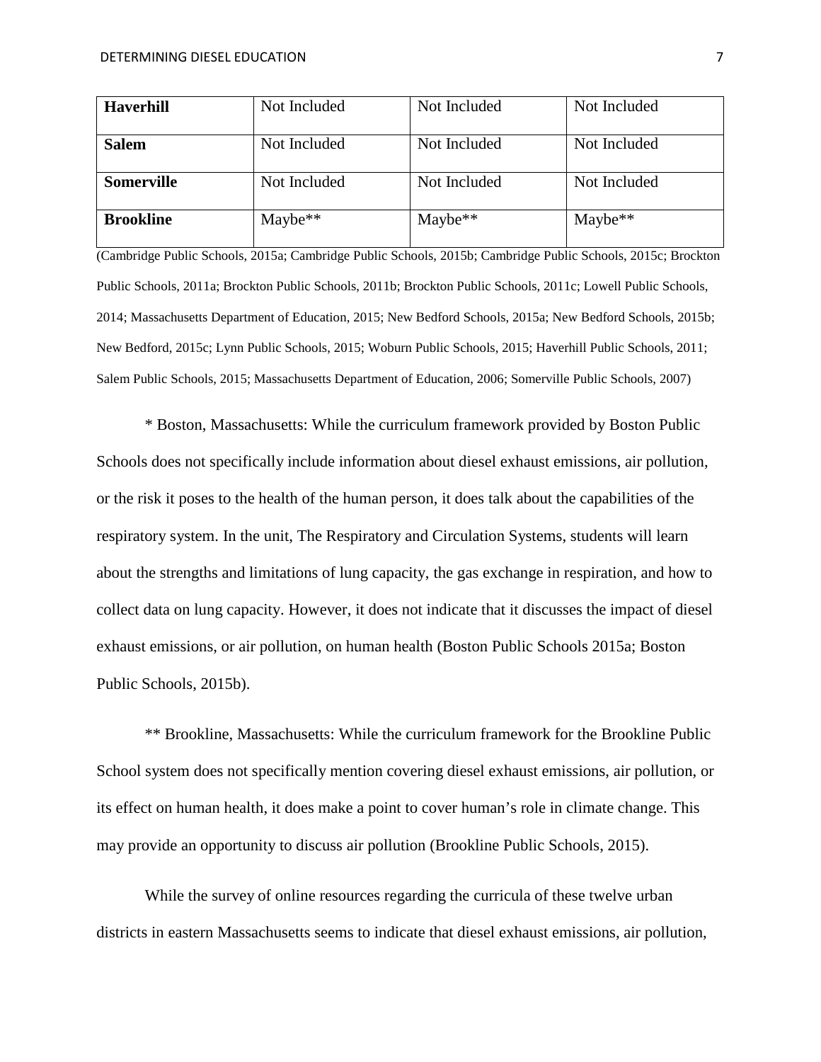| | | | |
|---|---|---|---|
| **Haverhill** | Not Included | Not Included | Not Included |
| **Salem** | Not Included | Not Included | Not Included |
| **Somerville** | Not Included | Not Included | Not Included |
| **Brookline** | Maybe** | Maybe** | Maybe** |

(Cambridge Public Schools, 2015a; Cambridge Public Schools, 2015b; Cambridge Public Schools, 2015c; Brockton Public Schools, 2011a; Brockton Public Schools, 2011b; Brockton Public Schools, 2011c; Lowell Public Schools, 2014; Massachusetts Department of Education, 2015; New Bedford Schools, 2015a; New Bedford Schools, 2015b; New Bedford, 2015c; Lynn Public Schools, 2015; Woburn Public Schools, 2015; Haverhill Public Schools, 2011; Salem Public Schools, 2015; Massachusetts Department of Education, 2006; Somerville Public Schools, 2007)

* Boston, Massachusetts: While the curriculum framework provided by Boston Public Schools does not specifically include information about diesel exhaust emissions, air pollution, or the risk it poses to the health of the human person, it does talk about the capabilities of the respiratory system. In the unit, The Respiratory and Circulation Systems, students will learn about the strengths and limitations of lung capacity, the gas exchange in respiration, and how to collect data on lung capacity. However, it does not indicate that it discusses the impact of diesel exhaust emissions, or air pollution, on human health (Boston Public Schools 2015a; Boston Public Schools, 2015b).

** Brookline, Massachusetts: While the curriculum framework for the Brookline Public School system does not specifically mention covering diesel exhaust emissions, air pollution, or its effect on human health, it does make a point to cover human's role in climate change. This may provide an opportunity to discuss air pollution (Brookline Public Schools, 2015).

While the survey of online resources regarding the curricula of these twelve urban districts in eastern Massachusetts seems to indicate that diesel exhaust emissions, air pollution,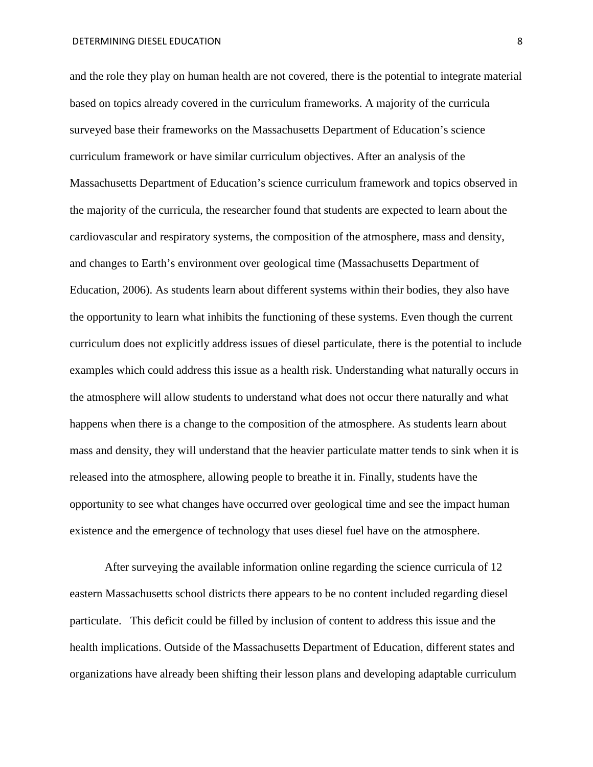and the role they play on human health are not covered, there is the potential to integrate material based on topics already covered in the curriculum frameworks. A majority of the curricula surveyed base their frameworks on the Massachusetts Department of Education's science curriculum framework or have similar curriculum objectives. After an analysis of the Massachusetts Department of Education's science curriculum framework and topics observed in the majority of the curricula, the researcher found that students are expected to learn about the cardiovascular and respiratory systems, the composition of the atmosphere, mass and density, and changes to Earth's environment over geological time (Massachusetts Department of Education, 2006). As students learn about different systems within their bodies, they also have the opportunity to learn what inhibits the functioning of these systems. Even though the current curriculum does not explicitly address issues of diesel particulate, there is the potential to include examples which could address this issue as a health risk. Understanding what naturally occurs in the atmosphere will allow students to understand what does not occur there naturally and what happens when there is a change to the composition of the atmosphere. As students learn about mass and density, they will understand that the heavier particulate matter tends to sink when it is released into the atmosphere, allowing people to breathe it in. Finally, students have the opportunity to see what changes have occurred over geological time and see the impact human existence and the emergence of technology that uses diesel fuel have on the atmosphere.

After surveying the available information online regarding the science curricula of 12 eastern Massachusetts school districts there appears to be no content included regarding diesel particulate. This deficit could be filled by inclusion of content to address this issue and the health implications. Outside of the Massachusetts Department of Education, different states and organizations have already been shifting their lesson plans and developing adaptable curriculum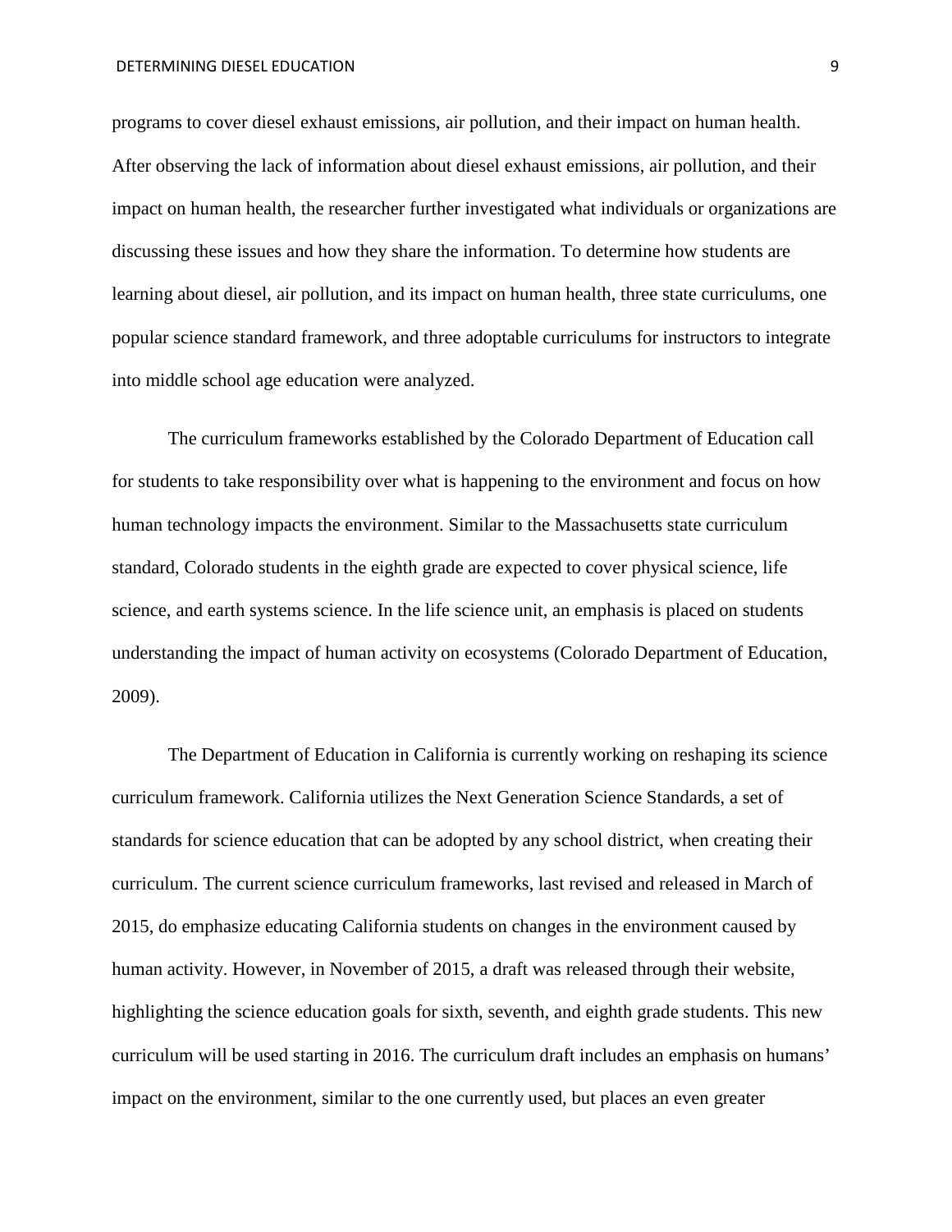programs to cover diesel exhaust emissions, air pollution, and their impact on human health. After observing the lack of information about diesel exhaust emissions, air pollution, and their impact on human health, the researcher further investigated what individuals or organizations are discussing these issues and how they share the information. To determine how students are learning about diesel, air pollution, and its impact on human health, three state curriculums, one popular science standard framework, and three adoptable curriculums for instructors to integrate into middle school age education were analyzed.

The curriculum frameworks established by the Colorado Department of Education call for students to take responsibility over what is happening to the environment and focus on how human technology impacts the environment. Similar to the Massachusetts state curriculum standard, Colorado students in the eighth grade are expected to cover physical science, life science, and earth systems science. In the life science unit, an emphasis is placed on students understanding the impact of human activity on ecosystems (Colorado Department of Education, 2009).

The Department of Education in California is currently working on reshaping its science curriculum framework. California utilizes the Next Generation Science Standards, a set of standards for science education that can be adopted by any school district, when creating their curriculum. The current science curriculum frameworks, last revised and released in March of 2015, do emphasize educating California students on changes in the environment caused by human activity. However, in November of 2015, a draft was released through their website, highlighting the science education goals for sixth, seventh, and eighth grade students. This new curriculum will be used starting in 2016. The curriculum draft includes an emphasis on humans' impact on the environment, similar to the one currently used, but places an even greater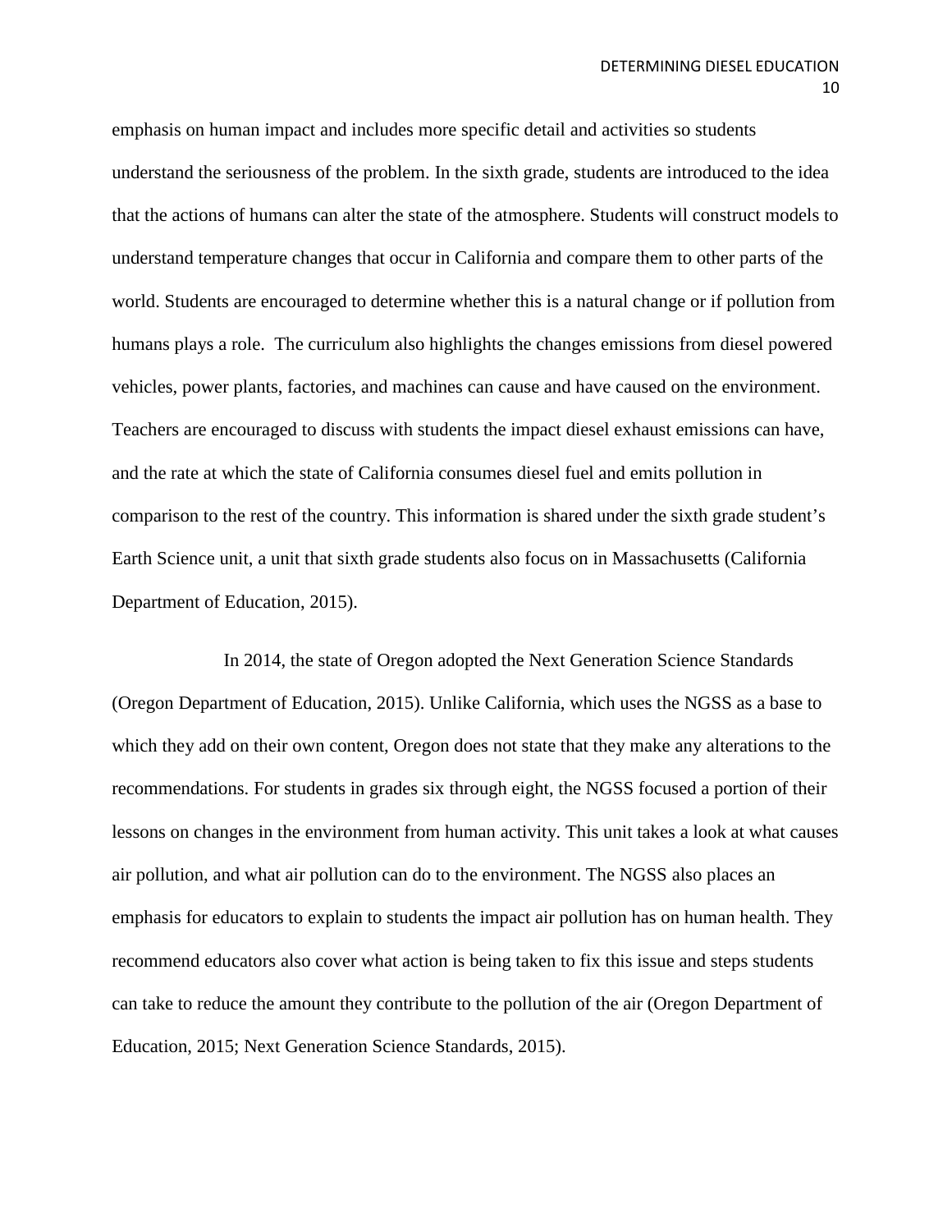emphasis on human impact and includes more specific detail and activities so students understand the seriousness of the problem. In the sixth grade, students are introduced to the idea that the actions of humans can alter the state of the atmosphere. Students will construct models to understand temperature changes that occur in California and compare them to other parts of the world. Students are encouraged to determine whether this is a natural change or if pollution from humans plays a role.  The curriculum also highlights the changes emissions from diesel powered vehicles, power plants, factories, and machines can cause and have caused on the environment. Teachers are encouraged to discuss with students the impact diesel exhaust emissions can have, and the rate at which the state of California consumes diesel fuel and emits pollution in comparison to the rest of the country. This information is shared under the sixth grade student's Earth Science unit, a unit that sixth grade students also focus on in Massachusetts (California Department of Education, 2015).

In 2014, the state of Oregon adopted the Next Generation Science Standards (Oregon Department of Education, 2015). Unlike California, which uses the NGSS as a base to which they add on their own content, Oregon does not state that they make any alterations to the recommendations. For students in grades six through eight, the NGSS focused a portion of their lessons on changes in the environment from human activity. This unit takes a look at what causes air pollution, and what air pollution can do to the environment. The NGSS also places an emphasis for educators to explain to students the impact air pollution has on human health. They recommend educators also cover what action is being taken to fix this issue and steps students can take to reduce the amount they contribute to the pollution of the air (Oregon Department of Education, 2015; Next Generation Science Standards, 2015).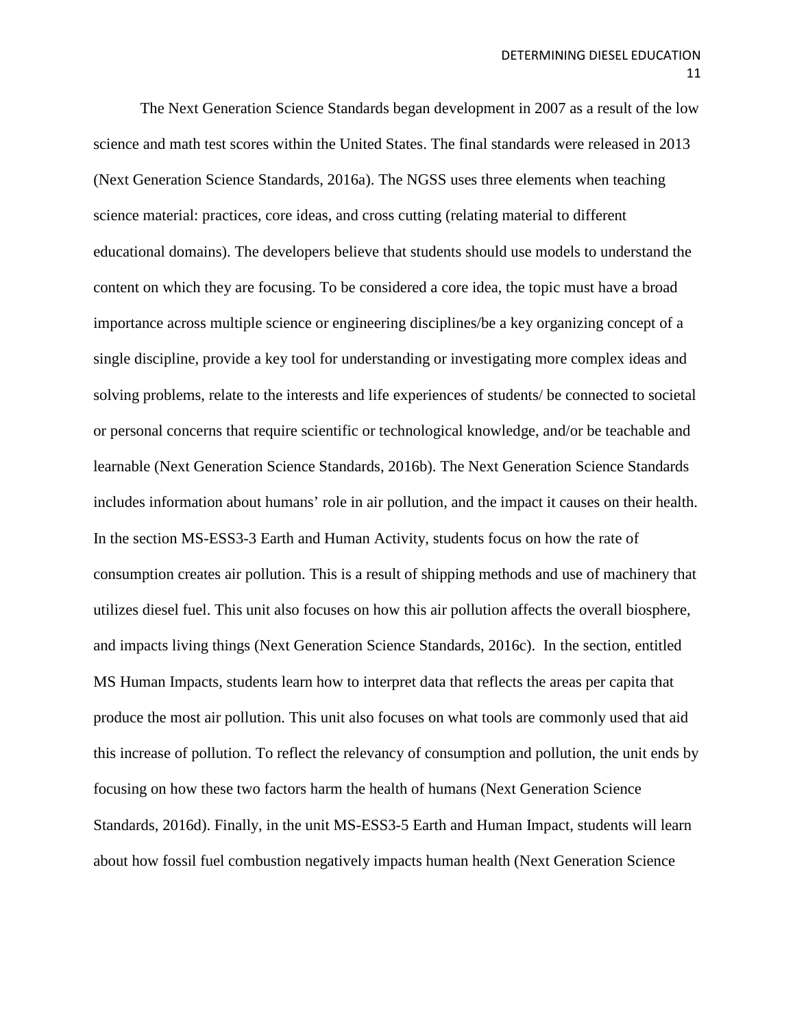The Next Generation Science Standards began development in 2007 as a result of the low science and math test scores within the United States. The final standards were released in 2013 (Next Generation Science Standards, 2016a). The NGSS uses three elements when teaching science material: practices, core ideas, and cross cutting (relating material to different educational domains). The developers believe that students should use models to understand the content on which they are focusing. To be considered a core idea, the topic must have a broad importance across multiple science or engineering disciplines/be a key organizing concept of a single discipline, provide a key tool for understanding or investigating more complex ideas and solving problems, relate to the interests and life experiences of students/ be connected to societal or personal concerns that require scientific or technological knowledge, and/or be teachable and learnable (Next Generation Science Standards, 2016b). The Next Generation Science Standards includes information about humans' role in air pollution, and the impact it causes on their health. In the section MS-ESS3-3 Earth and Human Activity, students focus on how the rate of consumption creates air pollution. This is a result of shipping methods and use of machinery that utilizes diesel fuel. This unit also focuses on how this air pollution affects the overall biosphere, and impacts living things (Next Generation Science Standards, 2016c). In the section, entitled MS Human Impacts, students learn how to interpret data that reflects the areas per capita that produce the most air pollution. This unit also focuses on what tools are commonly used that aid this increase of pollution. To reflect the relevancy of consumption and pollution, the unit ends by focusing on how these two factors harm the health of humans (Next Generation Science Standards, 2016d). Finally, in the unit MS-ESS3-5 Earth and Human Impact, students will learn about how fossil fuel combustion negatively impacts human health (Next Generation Science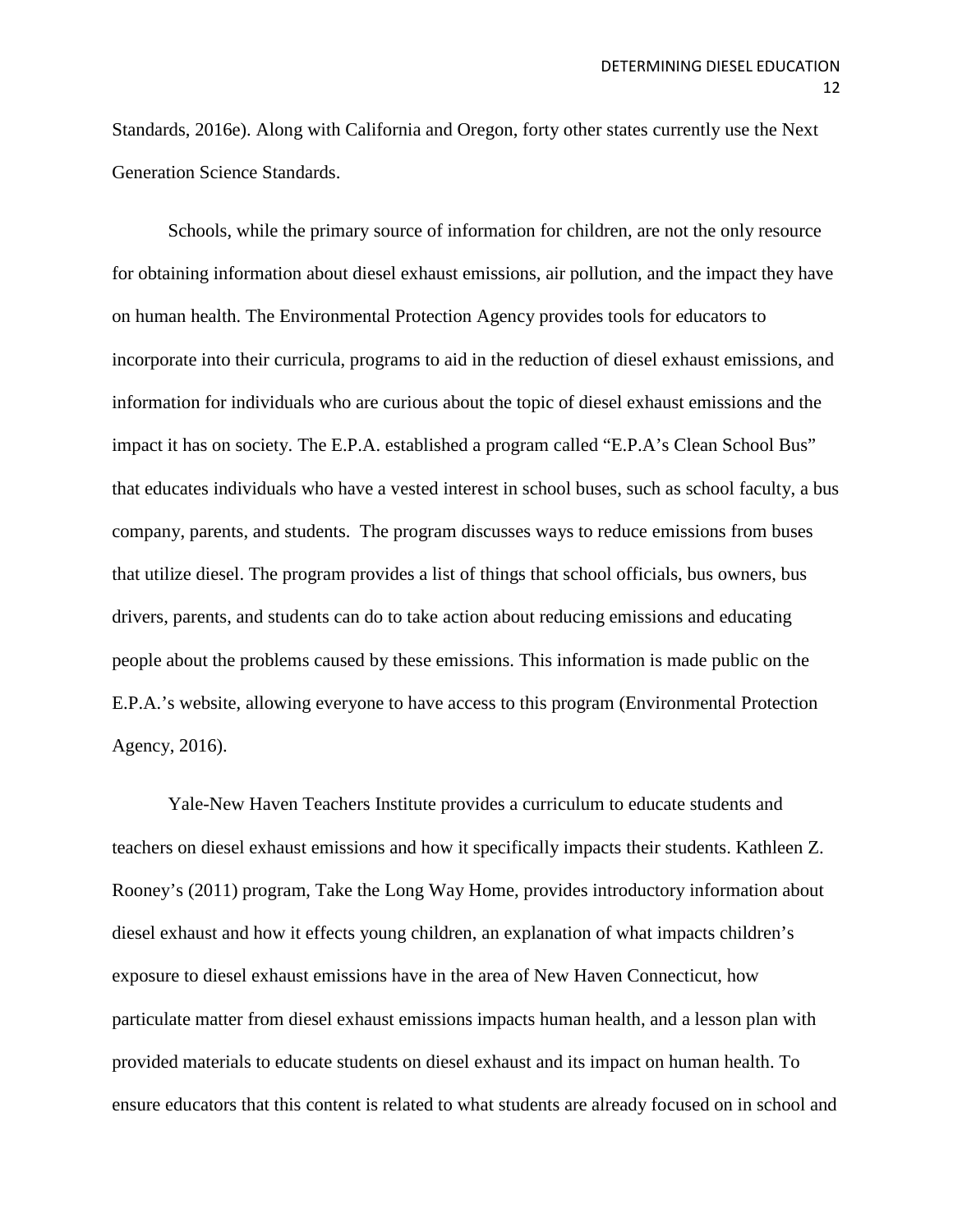Standards, 2016e). Along with California and Oregon, forty other states currently use the Next Generation Science Standards.

Schools, while the primary source of information for children, are not the only resource for obtaining information about diesel exhaust emissions, air pollution, and the impact they have on human health. The Environmental Protection Agency provides tools for educators to incorporate into their curricula, programs to aid in the reduction of diesel exhaust emissions, and information for individuals who are curious about the topic of diesel exhaust emissions and the impact it has on society. The E.P.A. established a program called "E.P.A's Clean School Bus" that educates individuals who have a vested interest in school buses, such as school faculty, a bus company, parents, and students. The program discusses ways to reduce emissions from buses that utilize diesel. The program provides a list of things that school officials, bus owners, bus drivers, parents, and students can do to take action about reducing emissions and educating people about the problems caused by these emissions. This information is made public on the E.P.A.'s website, allowing everyone to have access to this program (Environmental Protection Agency, 2016).

Yale-New Haven Teachers Institute provides a curriculum to educate students and teachers on diesel exhaust emissions and how it specifically impacts their students. Kathleen Z. Rooney's (2011) program, Take the Long Way Home, provides introductory information about diesel exhaust and how it effects young children, an explanation of what impacts children's exposure to diesel exhaust emissions have in the area of New Haven Connecticut, how particulate matter from diesel exhaust emissions impacts human health, and a lesson plan with provided materials to educate students on diesel exhaust and its impact on human health. To ensure educators that this content is related to what students are already focused on in school and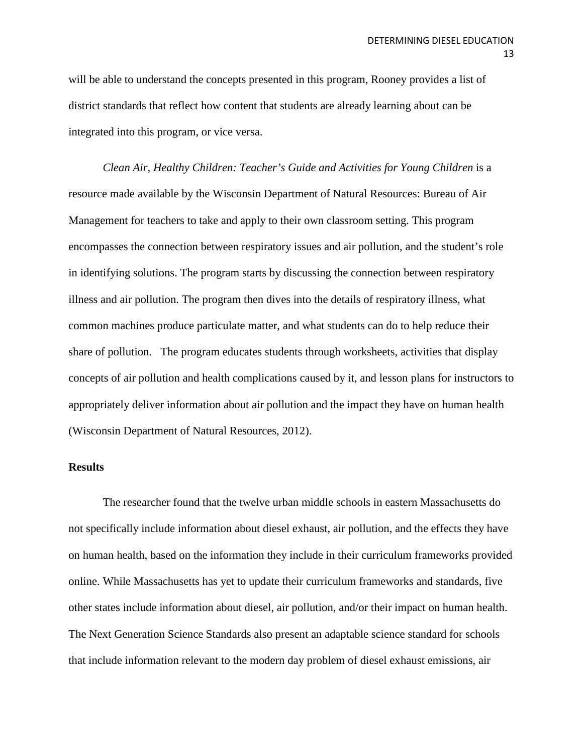will be able to understand the concepts presented in this program, Rooney provides a list of district standards that reflect how content that students are already learning about can be integrated into this program, or vice versa.

*Clean Air, Healthy Children: Teacher's Guide and Activities for Young Children* is a resource made available by the Wisconsin Department of Natural Resources: Bureau of Air Management for teachers to take and apply to their own classroom setting. This program encompasses the connection between respiratory issues and air pollution, and the student's role in identifying solutions. The program starts by discussing the connection between respiratory illness and air pollution. The program then dives into the details of respiratory illness, what common machines produce particulate matter, and what students can do to help reduce their share of pollution. The program educates students through worksheets, activities that display concepts of air pollution and health complications caused by it, and lesson plans for instructors to appropriately deliver information about air pollution and the impact they have on human health (Wisconsin Department of Natural Resources, 2012).

## Results

The researcher found that the twelve urban middle schools in eastern Massachusetts do not specifically include information about diesel exhaust, air pollution, and the effects they have on human health, based on the information they include in their curriculum frameworks provided online. While Massachusetts has yet to update their curriculum frameworks and standards, five other states include information about diesel, air pollution, and/or their impact on human health. The Next Generation Science Standards also present an adaptable science standard for schools that include information relevant to the modern day problem of diesel exhaust emissions, air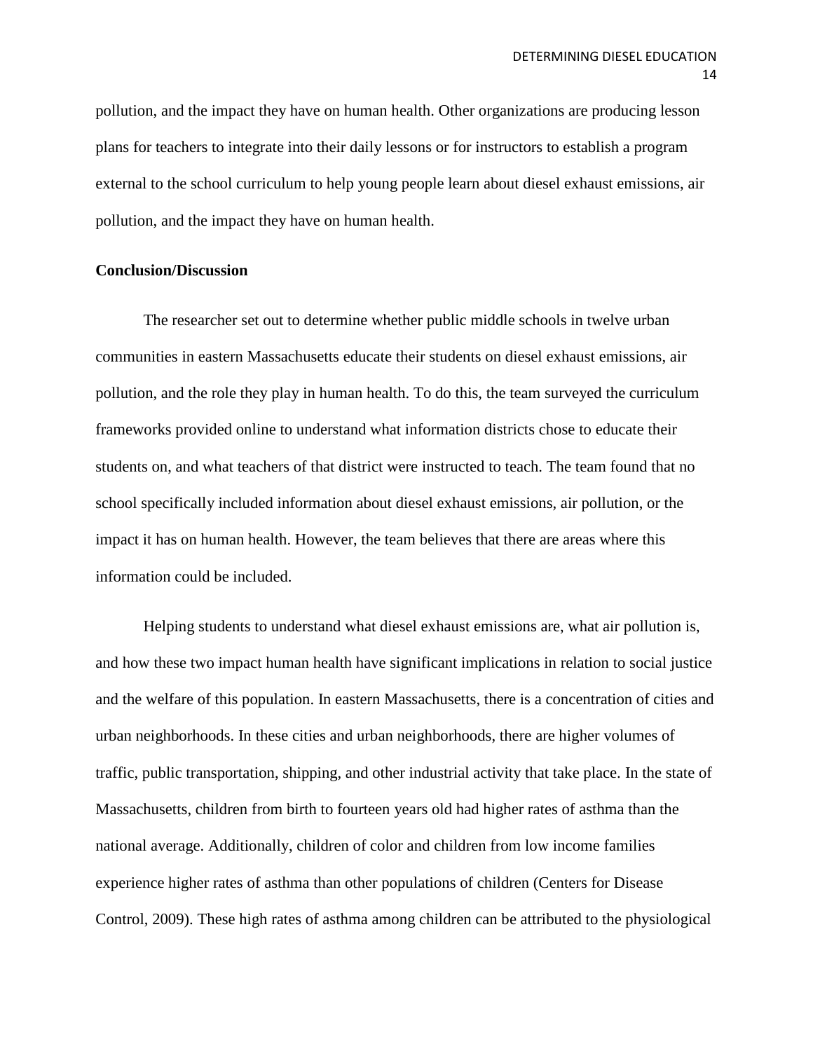pollution, and the impact they have on human health. Other organizations are producing lesson plans for teachers to integrate into their daily lessons or for instructors to establish a program external to the school curriculum to help young people learn about diesel exhaust emissions, air pollution, and the impact they have on human health.

**Conclusion/Discussion**

The researcher set out to determine whether public middle schools in twelve urban communities in eastern Massachusetts educate their students on diesel exhaust emissions, air pollution, and the role they play in human health. To do this, the team surveyed the curriculum frameworks provided online to understand what information districts chose to educate their students on, and what teachers of that district were instructed to teach. The team found that no school specifically included information about diesel exhaust emissions, air pollution, or the impact it has on human health. However, the team believes that there are areas where this information could be included.

Helping students to understand what diesel exhaust emissions are, what air pollution is, and how these two impact human health have significant implications in relation to social justice and the welfare of this population. In eastern Massachusetts, there is a concentration of cities and urban neighborhoods. In these cities and urban neighborhoods, there are higher volumes of traffic, public transportation, shipping, and other industrial activity that take place. In the state of Massachusetts, children from birth to fourteen years old had higher rates of asthma than the national average. Additionally, children of color and children from low income families experience higher rates of asthma than other populations of children (Centers for Disease Control, 2009). These high rates of asthma among children can be attributed to the physiological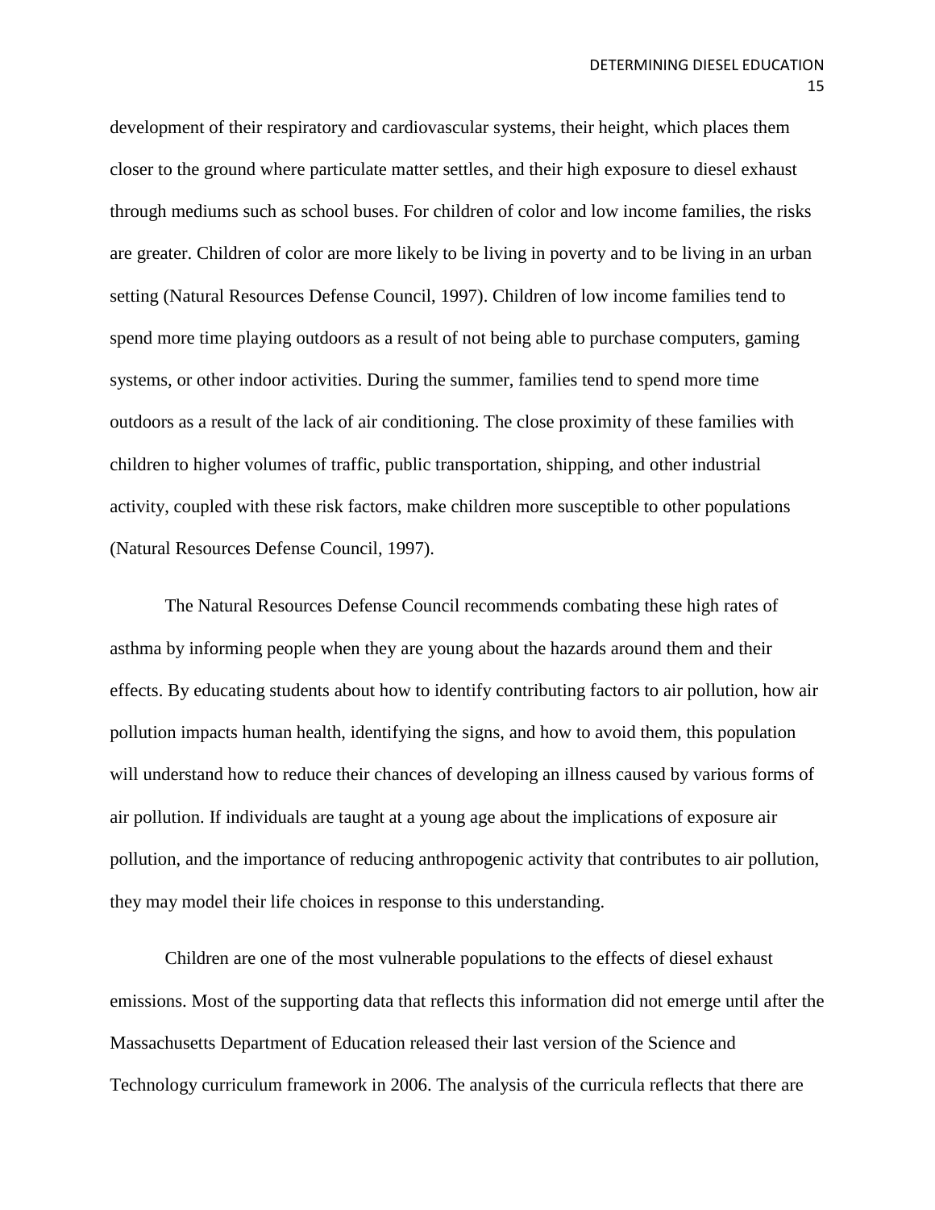development of their respiratory and cardiovascular systems, their height, which places them closer to the ground where particulate matter settles, and their high exposure to diesel exhaust through mediums such as school buses. For children of color and low income families, the risks are greater. Children of color are more likely to be living in poverty and to be living in an urban setting (Natural Resources Defense Council, 1997). Children of low income families tend to spend more time playing outdoors as a result of not being able to purchase computers, gaming systems, or other indoor activities. During the summer, families tend to spend more time outdoors as a result of the lack of air conditioning. The close proximity of these families with children to higher volumes of traffic, public transportation, shipping, and other industrial activity, coupled with these risk factors, make children more susceptible to other populations (Natural Resources Defense Council, 1997).

The Natural Resources Defense Council recommends combating these high rates of asthma by informing people when they are young about the hazards around them and their effects. By educating students about how to identify contributing factors to air pollution, how air pollution impacts human health, identifying the signs, and how to avoid them, this population will understand how to reduce their chances of developing an illness caused by various forms of air pollution. If individuals are taught at a young age about the implications of exposure air pollution, and the importance of reducing anthropogenic activity that contributes to air pollution, they may model their life choices in response to this understanding.

Children are one of the most vulnerable populations to the effects of diesel exhaust emissions. Most of the supporting data that reflects this information did not emerge until after the Massachusetts Department of Education released their last version of the Science and Technology curriculum framework in 2006. The analysis of the curricula reflects that there are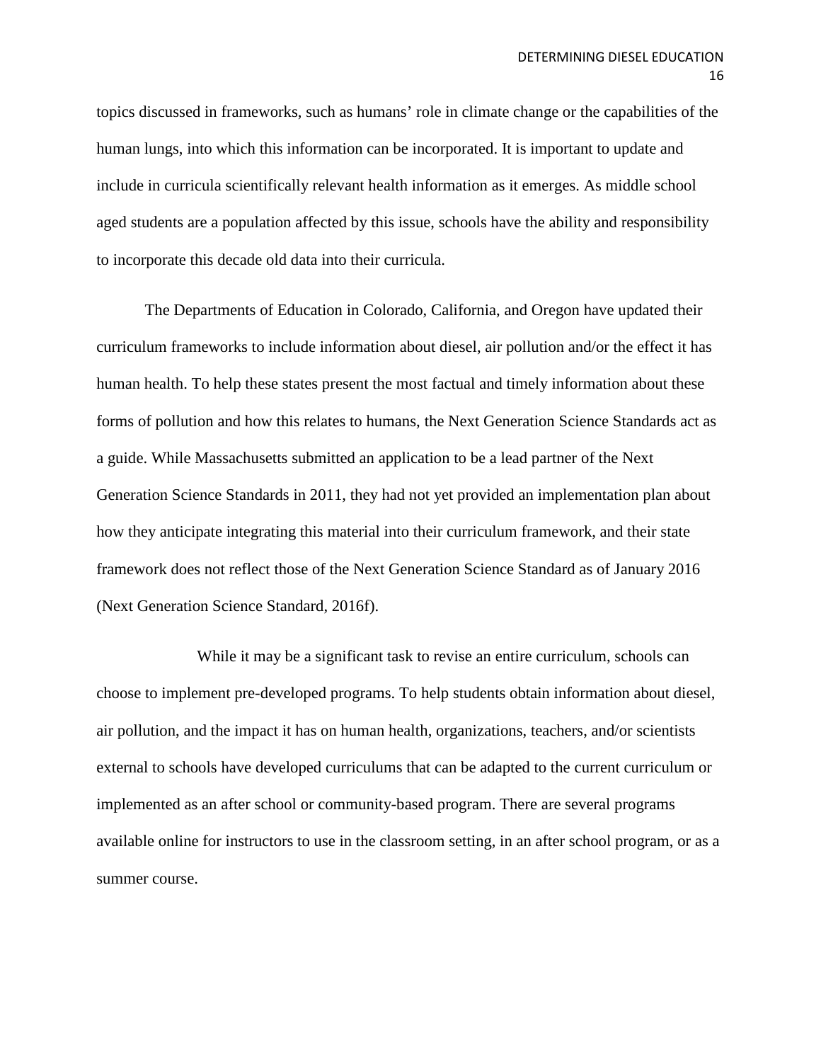topics discussed in frameworks, such as humans' role in climate change or the capabilities of the human lungs, into which this information can be incorporated. It is important to update and include in curricula scientifically relevant health information as it emerges. As middle school aged students are a population affected by this issue, schools have the ability and responsibility to incorporate this decade old data into their curricula.

The Departments of Education in Colorado, California, and Oregon have updated their curriculum frameworks to include information about diesel, air pollution and/or the effect it has human health. To help these states present the most factual and timely information about these forms of pollution and how this relates to humans, the Next Generation Science Standards act as a guide. While Massachusetts submitted an application to be a lead partner of the Next Generation Science Standards in 2011, they had not yet provided an implementation plan about how they anticipate integrating this material into their curriculum framework, and their state framework does not reflect those of the Next Generation Science Standard as of January 2016 (Next Generation Science Standard, 2016f).

While it may be a significant task to revise an entire curriculum, schools can choose to implement pre-developed programs. To help students obtain information about diesel, air pollution, and the impact it has on human health, organizations, teachers, and/or scientists external to schools have developed curriculums that can be adapted to the current curriculum or implemented as an after school or community-based program. There are several programs available online for instructors to use in the classroom setting, in an after school program, or as a summer course.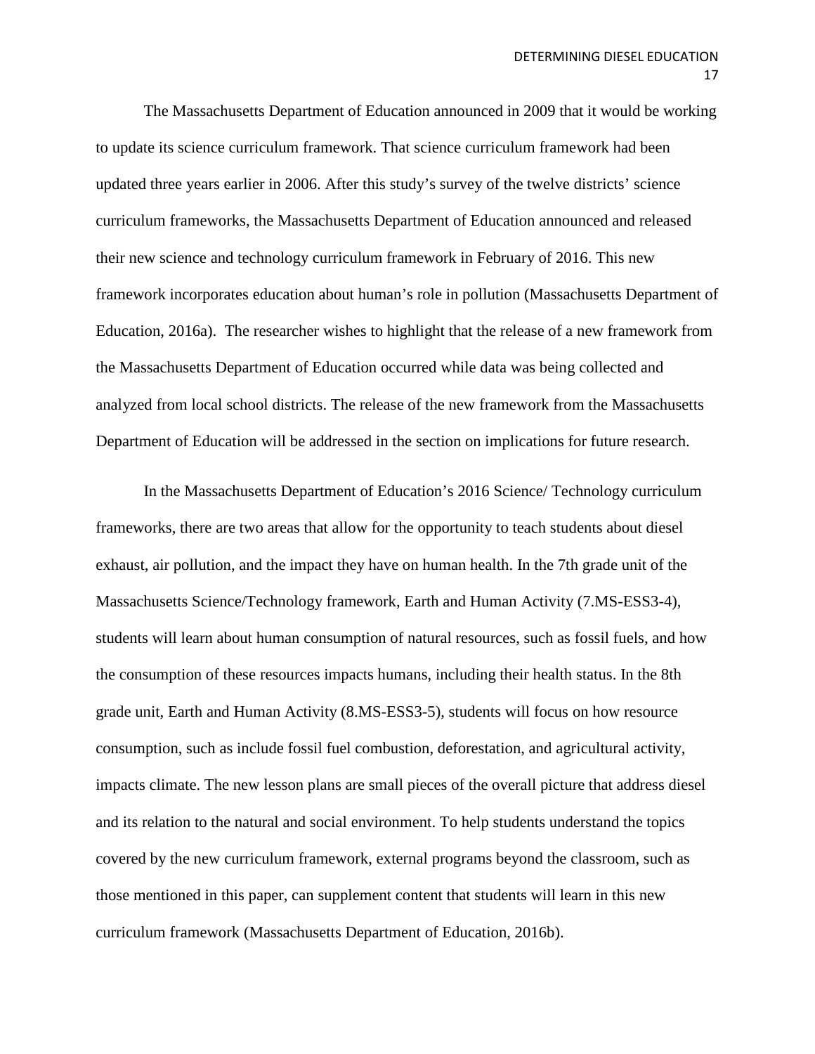The Massachusetts Department of Education announced in 2009 that it would be working to update its science curriculum framework. That science curriculum framework had been updated three years earlier in 2006. After this study's survey of the twelve districts' science curriculum frameworks, the Massachusetts Department of Education announced and released their new science and technology curriculum framework in February of 2016. This new framework incorporates education about human's role in pollution (Massachusetts Department of Education, 2016a). The researcher wishes to highlight that the release of a new framework from the Massachusetts Department of Education occurred while data was being collected and analyzed from local school districts. The release of the new framework from the Massachusetts Department of Education will be addressed in the section on implications for future research.

In the Massachusetts Department of Education's 2016 Science/ Technology curriculum frameworks, there are two areas that allow for the opportunity to teach students about diesel exhaust, air pollution, and the impact they have on human health. In the 7th grade unit of the Massachusetts Science/Technology framework, Earth and Human Activity (7.MS-ESS3-4), students will learn about human consumption of natural resources, such as fossil fuels, and how the consumption of these resources impacts humans, including their health status. In the 8th grade unit, Earth and Human Activity (8.MS-ESS3-5), students will focus on how resource consumption, such as include fossil fuel combustion, deforestation, and agricultural activity, impacts climate. The new lesson plans are small pieces of the overall picture that address diesel and its relation to the natural and social environment. To help students understand the topics covered by the new curriculum framework, external programs beyond the classroom, such as those mentioned in this paper, can supplement content that students will learn in this new curriculum framework (Massachusetts Department of Education, 2016b).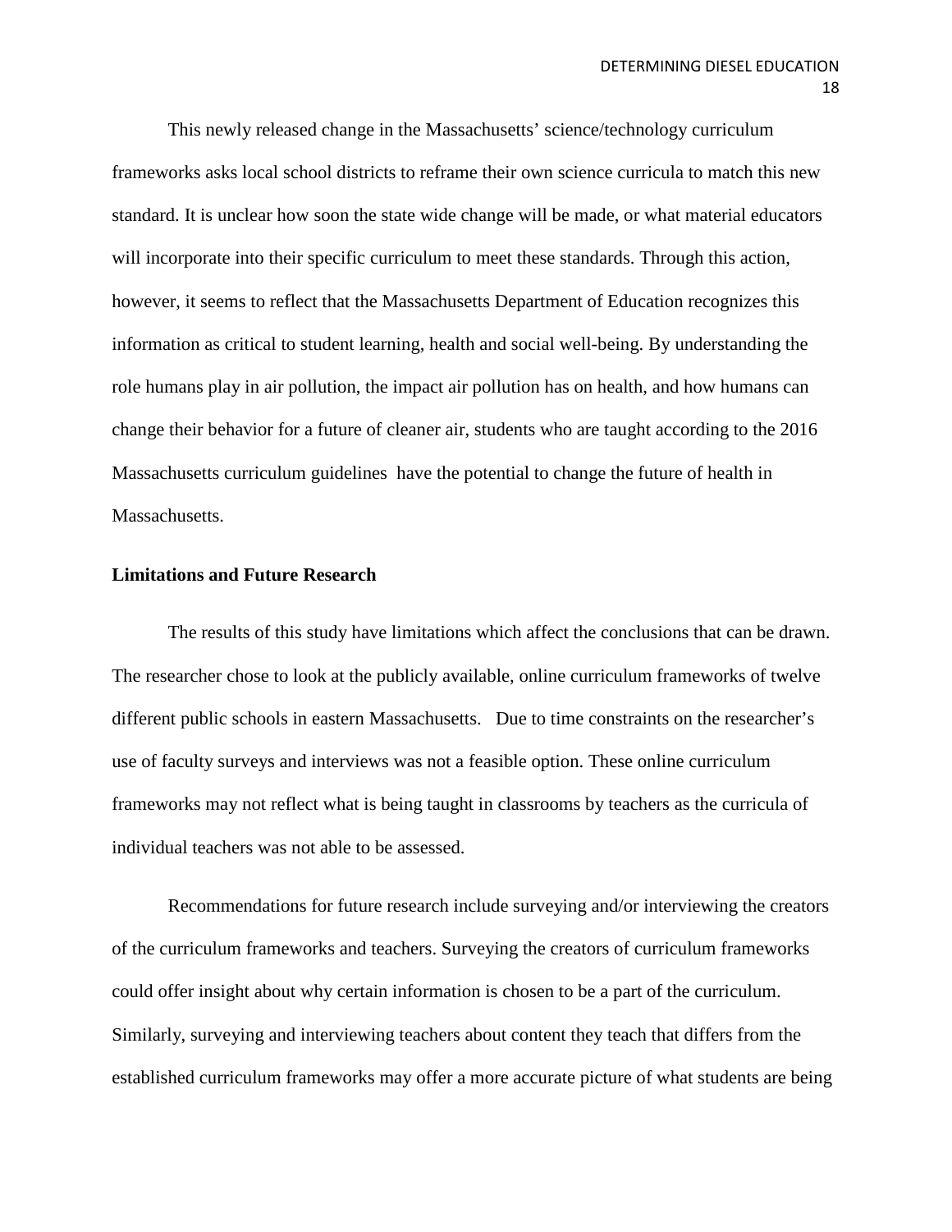This newly released change in the Massachusetts' science/technology curriculum frameworks asks local school districts to reframe their own science curricula to match this new standard. It is unclear how soon the state wide change will be made, or what material educators will incorporate into their specific curriculum to meet these standards. Through this action, however, it seems to reflect that the Massachusetts Department of Education recognizes this information as critical to student learning, health and social well-being. By understanding the role humans play in air pollution, the impact air pollution has on health, and how humans can change their behavior for a future of cleaner air, students who are taught according to the 2016 Massachusetts curriculum guidelines have the potential to change the future of health in Massachusetts.

**Limitations and Future Research**

The results of this study have limitations which affect the conclusions that can be drawn. The researcher chose to look at the publicly available, online curriculum frameworks of twelve different public schools in eastern Massachusetts. Due to time constraints on the researcher's use of faculty surveys and interviews was not a feasible option. These online curriculum frameworks may not reflect what is being taught in classrooms by teachers as the curricula of individual teachers was not able to be assessed.

Recommendations for future research include surveying and/or interviewing the creators of the curriculum frameworks and teachers. Surveying the creators of curriculum frameworks could offer insight about why certain information is chosen to be a part of the curriculum. Similarly, surveying and interviewing teachers about content they teach that differs from the established curriculum frameworks may offer a more accurate picture of what students are being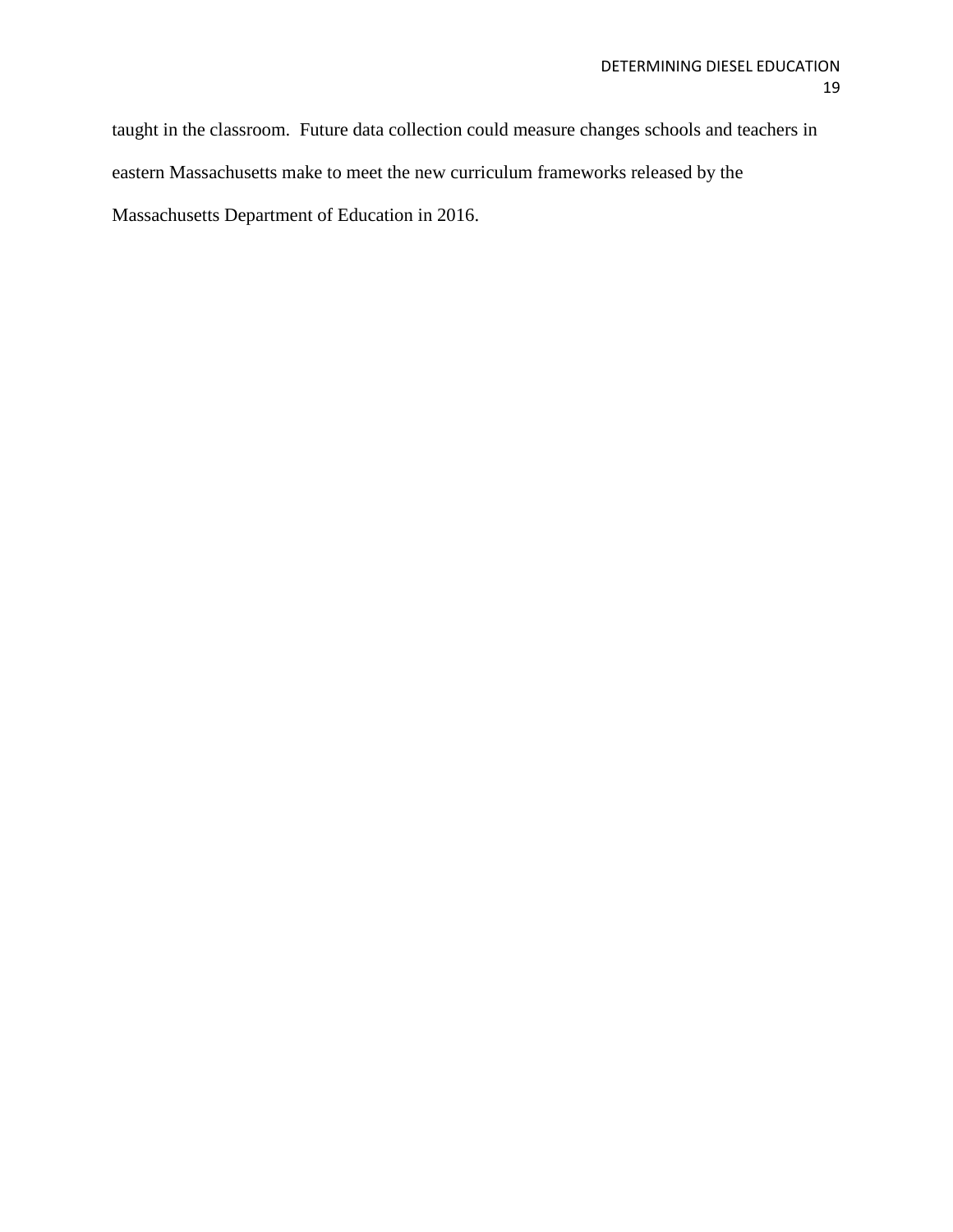taught in the classroom.  Future data collection could measure changes schools and teachers in eastern Massachusetts make to meet the new curriculum frameworks released by the Massachusetts Department of Education in 2016.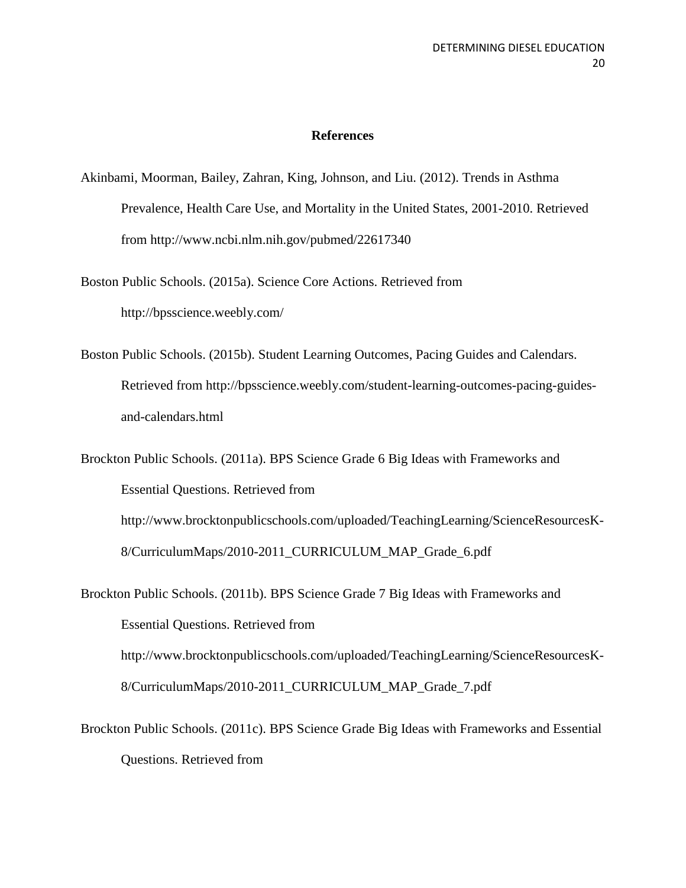## References

Akinbami, Moorman, Bailey, Zahran, King, Johnson, and Liu. (2012). Trends in Asthma Prevalence, Health Care Use, and Mortality in the United States, 2001-2010. Retrieved from http://www.ncbi.nlm.nih.gov/pubmed/22617340

Boston Public Schools. (2015a). Science Core Actions. Retrieved from http://bpsscience.weebly.com/

Boston Public Schools. (2015b). Student Learning Outcomes, Pacing Guides and Calendars. Retrieved from http://bpsscience.weebly.com/student-learning-outcomes-pacing-guides-and-calendars.html

Brockton Public Schools. (2011a). BPS Science Grade 6 Big Ideas with Frameworks and Essential Questions. Retrieved from http://www.brocktonpublicschools.com/uploaded/TeachingLearning/ScienceResourcesK-8/CurriculumMaps/2010-2011_CURRICULUM_MAP_Grade_6.pdf

Brockton Public Schools. (2011b). BPS Science Grade 7 Big Ideas with Frameworks and Essential Questions. Retrieved from http://www.brocktonpublicschools.com/uploaded/TeachingLearning/ScienceResourcesK-8/CurriculumMaps/2010-2011_CURRICULUM_MAP_Grade_7.pdf

Brockton Public Schools. (2011c). BPS Science Grade Big Ideas with Frameworks and Essential Questions. Retrieved from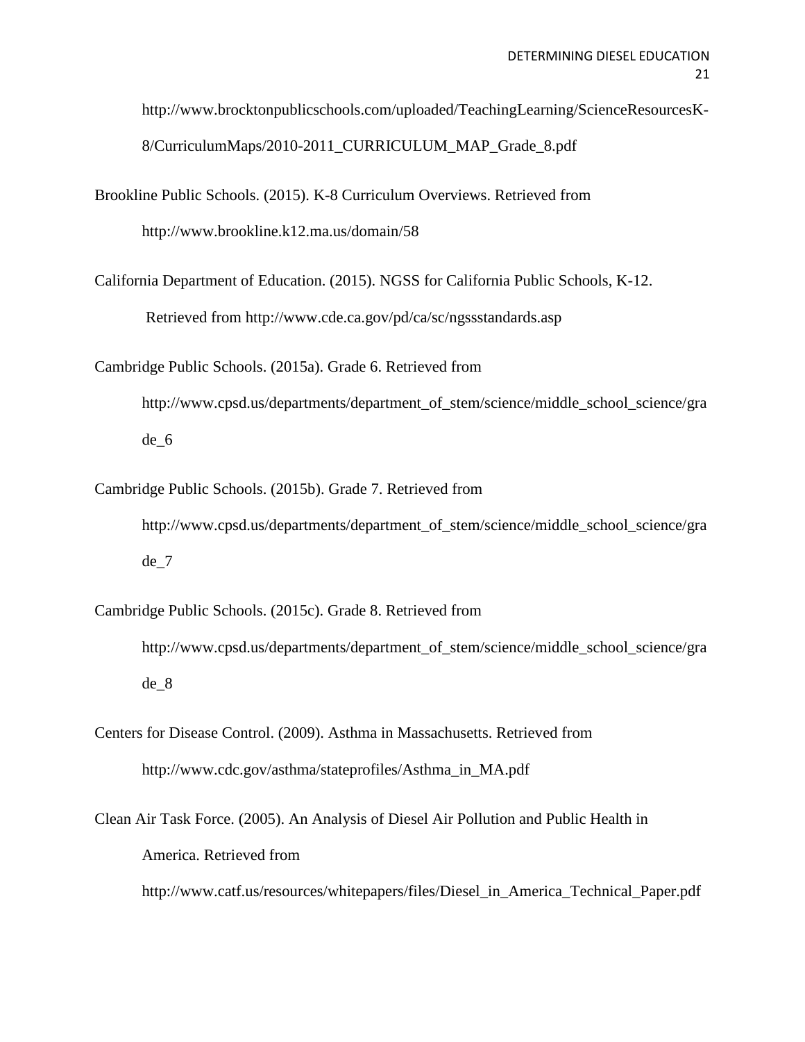http://www.brocktonpublicschools.com/uploaded/TeachingLearning/ScienceResourcesK-8/CurriculumMaps/2010-2011_CURRICULUM_MAP_Grade_8.pdf

Brookline Public Schools. (2015). K-8 Curriculum Overviews. Retrieved from http://www.brookline.k12.ma.us/domain/58

California Department of Education. (2015). NGSS for California Public Schools, K-12. Retrieved from http://www.cde.ca.gov/pd/ca/sc/ngssstandards.asp

Cambridge Public Schools. (2015a). Grade 6. Retrieved from http://www.cpsd.us/departments/department_of_stem/science/middle_school_science/grade_6

Cambridge Public Schools. (2015b). Grade 7. Retrieved from http://www.cpsd.us/departments/department_of_stem/science/middle_school_science/grade_7

Cambridge Public Schools. (2015c). Grade 8. Retrieved from http://www.cpsd.us/departments/department_of_stem/science/middle_school_science/grade_8

Centers for Disease Control. (2009). Asthma in Massachusetts. Retrieved from http://www.cdc.gov/asthma/stateprofiles/Asthma_in_MA.pdf

Clean Air Task Force. (2005). An Analysis of Diesel Air Pollution and Public Health in America. Retrieved from http://www.catf.us/resources/whitepapers/files/Diesel_in_America_Technical_Paper.pdf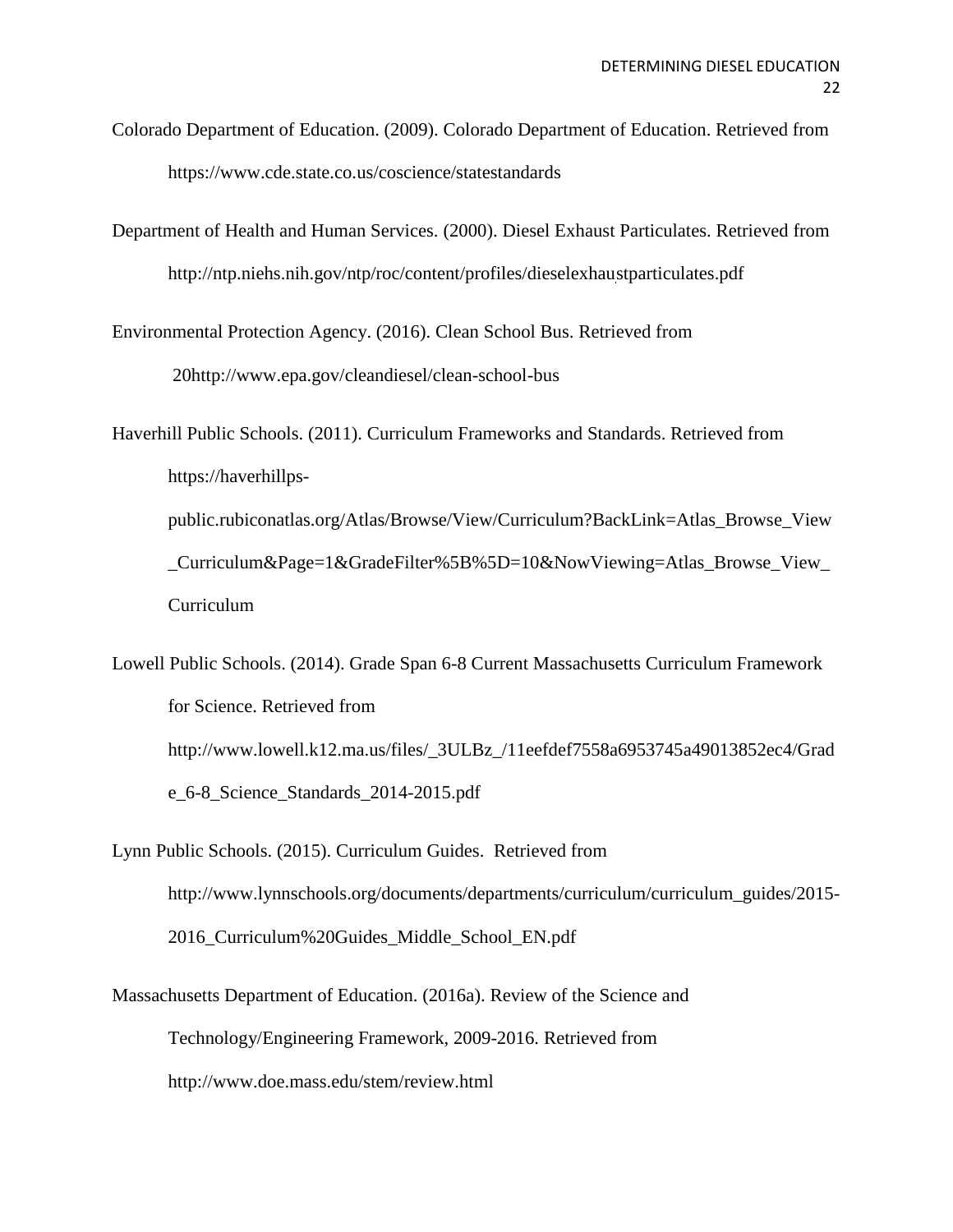Colorado Department of Education. (2009). Colorado Department of Education. Retrieved from https://www.cde.state.co.us/coscience/statestandards

Department of Health and Human Services. (2000). Diesel Exhaust Particulates. Retrieved from http://ntp.niehs.nih.gov/ntp/roc/content/profiles/dieselexhaustparticulates.pdf

Environmental Protection Agency. (2016). Clean School Bus. Retrieved from 20http://www.epa.gov/cleandiesel/clean-school-bus

Haverhill Public Schools. (2011). Curriculum Frameworks and Standards. Retrieved from https://haverhillps-public.rubiconatlas.org/Atlas/Browse/View/Curriculum?BackLink=Atlas_Browse_View_Curriculum&Page=1&GradeFilter%5B%5D=10&NowViewing=Atlas_Browse_View_Curriculum

Lowell Public Schools. (2014). Grade Span 6-8 Current Massachusetts Curriculum Framework for Science. Retrieved from http://www.lowell.k12.ma.us/files/_3ULBz_/11eefdef7558a6953745a49013852ec4/Grade_6-8_Science_Standards_2014-2015.pdf

Lynn Public Schools. (2015). Curriculum Guides. Retrieved from http://www.lynnschools.org/documents/departments/curriculum/curriculum_guides/2015-2016_Curriculum%20Guides_Middle_School_EN.pdf

Massachusetts Department of Education. (2016a). Review of the Science and Technology/Engineering Framework, 2009-2016. Retrieved from http://www.doe.mass.edu/stem/review.html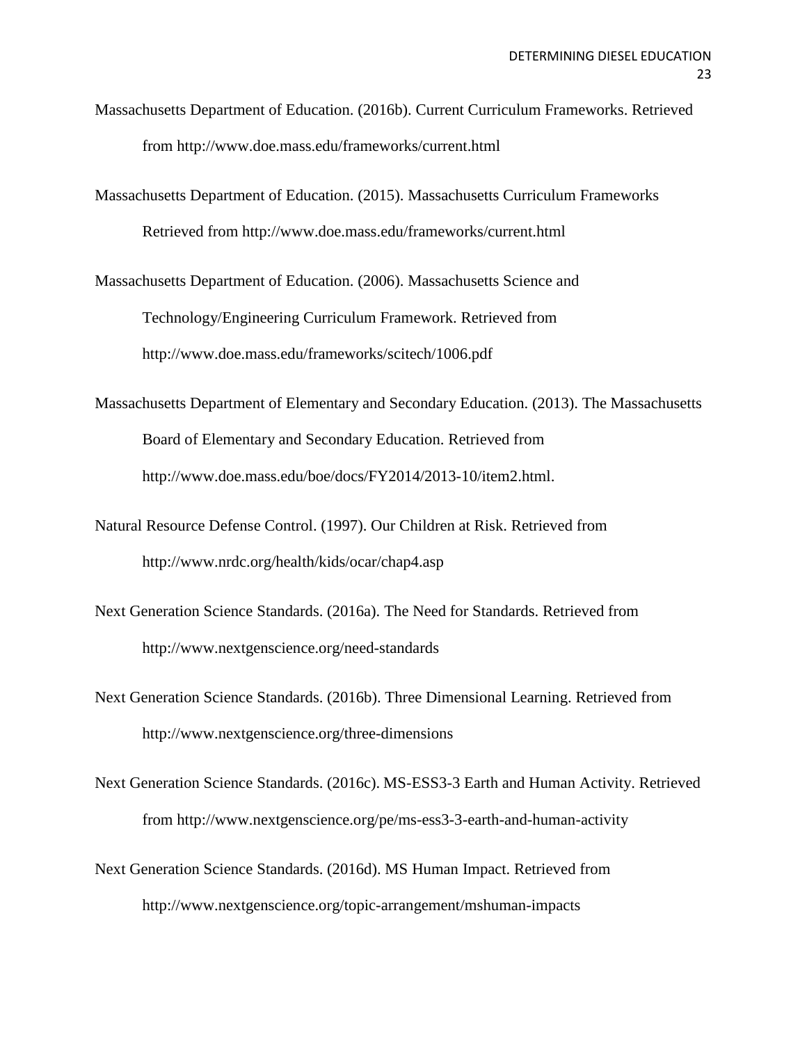Massachusetts Department of Education. (2016b). Current Curriculum Frameworks. Retrieved from http://www.doe.mass.edu/frameworks/current.html

Massachusetts Department of Education. (2015). Massachusetts Curriculum Frameworks Retrieved from http://www.doe.mass.edu/frameworks/current.html

Massachusetts Department of Education. (2006). Massachusetts Science and Technology/Engineering Curriculum Framework. Retrieved from http://www.doe.mass.edu/frameworks/scitech/1006.pdf

Massachusetts Department of Elementary and Secondary Education. (2013). The Massachusetts Board of Elementary and Secondary Education. Retrieved from http://www.doe.mass.edu/boe/docs/FY2014/2013-10/item2.html.

Natural Resource Defense Control. (1997). Our Children at Risk. Retrieved from http://www.nrdc.org/health/kids/ocar/chap4.asp

Next Generation Science Standards. (2016a). The Need for Standards. Retrieved from http://www.nextgenscience.org/need-standards

Next Generation Science Standards. (2016b). Three Dimensional Learning. Retrieved from http://www.nextgenscience.org/three-dimensions

Next Generation Science Standards. (2016c). MS-ESS3-3 Earth and Human Activity. Retrieved from http://www.nextgenscience.org/pe/ms-ess3-3-earth-and-human-activity

Next Generation Science Standards. (2016d). MS Human Impact. Retrieved from http://www.nextgenscience.org/topic-arrangement/mshuman-impacts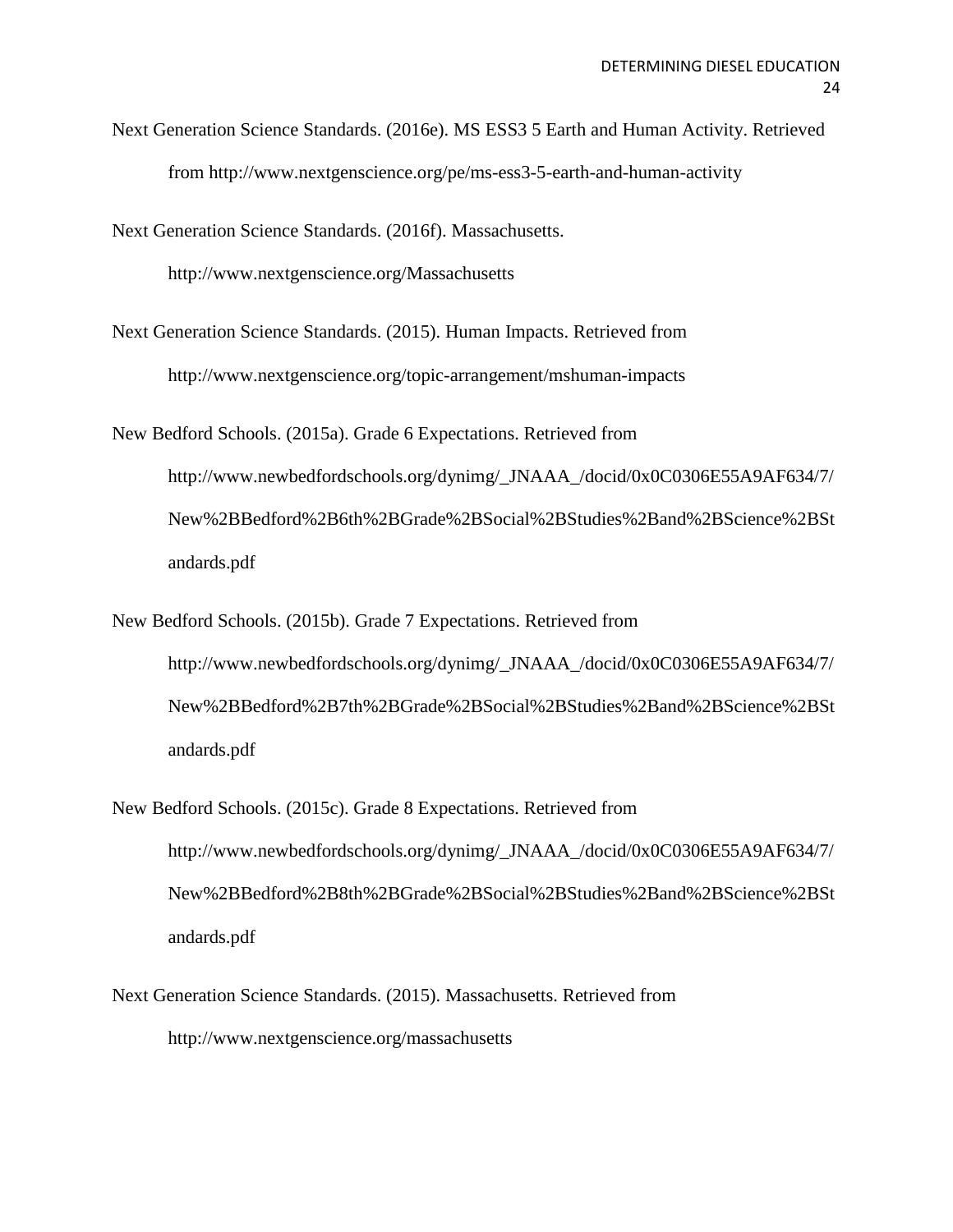Next Generation Science Standards. (2016e). MS ESS3 5 Earth and Human Activity. Retrieved from http://www.nextgenscience.org/pe/ms-ess3-5-earth-and-human-activity

Next Generation Science Standards. (2016f). Massachusetts. http://www.nextgenscience.org/Massachusetts

Next Generation Science Standards. (2015). Human Impacts. Retrieved from http://www.nextgenscience.org/topic-arrangement/mshuman-impacts

New Bedford Schools. (2015a). Grade 6 Expectations. Retrieved from http://www.newbedfordschools.org/dynimg/_JNAAA_/docid/0x0C0306E55A9AF634/7/New%2BBedford%2B6th%2BGrade%2BSocial%2BStudies%2Band%2BScience%2BStandards.pdf

New Bedford Schools. (2015b). Grade 7 Expectations. Retrieved from http://www.newbedfordschools.org/dynimg/_JNAAA_/docid/0x0C0306E55A9AF634/7/New%2BBedford%2B7th%2BGrade%2BSocial%2BStudies%2Band%2BScience%2BStandards.pdf

New Bedford Schools. (2015c). Grade 8 Expectations. Retrieved from http://www.newbedfordschools.org/dynimg/_JNAAA_/docid/0x0C0306E55A9AF634/7/New%2BBedford%2B8th%2BGrade%2BSocial%2BStudies%2Band%2BScience%2BStandards.pdf

Next Generation Science Standards. (2015). Massachusetts. Retrieved from http://www.nextgenscience.org/massachusetts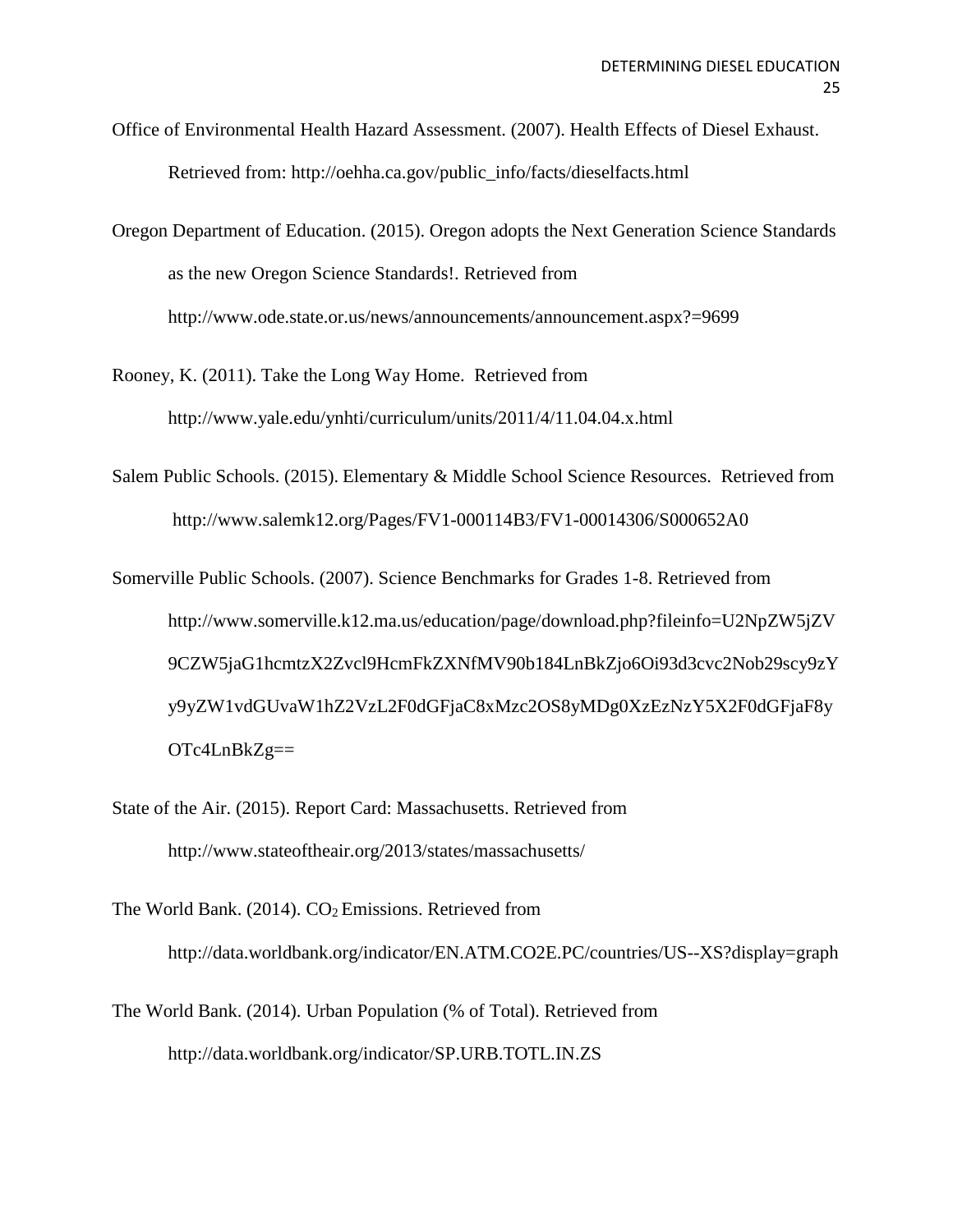Office of Environmental Health Hazard Assessment. (2007). Health Effects of Diesel Exhaust. Retrieved from: http://oehha.ca.gov/public_info/facts/dieselfacts.html

Oregon Department of Education. (2015). Oregon adopts the Next Generation Science Standards as the new Oregon Science Standards!. Retrieved from http://www.ode.state.or.us/news/announcements/announcement.aspx?=9699

Rooney, K. (2011). Take the Long Way Home. Retrieved from http://www.yale.edu/ynhti/curriculum/units/2011/4/11.04.04.x.html

Salem Public Schools. (2015). Elementary & Middle School Science Resources. Retrieved from http://www.salemk12.org/Pages/FV1-000114B3/FV1-00014306/S000652A0

Somerville Public Schools. (2007). Science Benchmarks for Grades 1-8. Retrieved from http://www.somerville.k12.ma.us/education/page/download.php?fileinfo=U2NpZW5jZV9CZW5jaG1hcmtzX2Zvcl9HcmFkZXNfMV90b184LnBkZjo6Oi93d3cvc2Nob29scy9zYy9yZW1vdGUvaW1hZ2VzL2F0dGFjaC8xMzc2OS8yMDg0XzEzNzY5X2F0dGFjaF8yOTc4LnBkZg==

State of the Air. (2015). Report Card: Massachusetts. Retrieved from http://www.stateoftheair.org/2013/states/massachusetts/

The World Bank. (2014). $CO_2$ Emissions. Retrieved from http://data.worldbank.org/indicator/EN.ATM.CO2E.PC/countries/US--XS?display=graph

The World Bank. (2014). Urban Population (% of Total). Retrieved from http://data.worldbank.org/indicator/SP.URB.TOTL.IN.ZS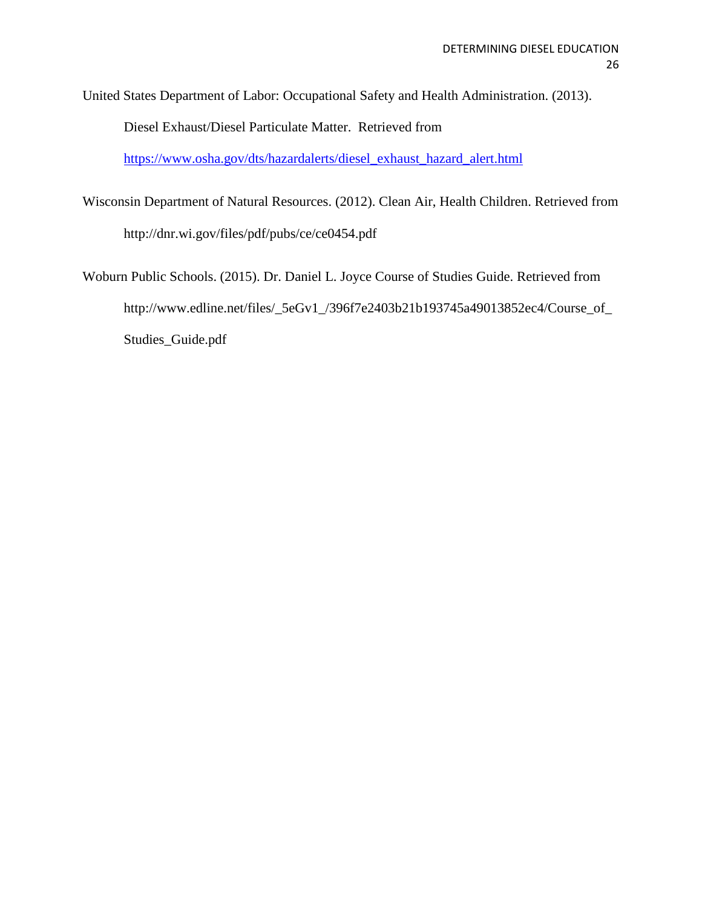United States Department of Labor: Occupational Safety and Health Administration. (2013). Diesel Exhaust/Diesel Particulate Matter. Retrieved from https://www.osha.gov/dts/hazardalerts/diesel_exhaust_hazard_alert.html

Wisconsin Department of Natural Resources. (2012). Clean Air, Health Children. Retrieved from http://dnr.wi.gov/files/pdf/pubs/ce/ce0454.pdf

Woburn Public Schools. (2015). Dr. Daniel L. Joyce Course of Studies Guide. Retrieved from http://www.edline.net/files/_5eGv1_/396f7e2403b21b193745a49013852ec4/Course_of_Studies_Guide.pdf